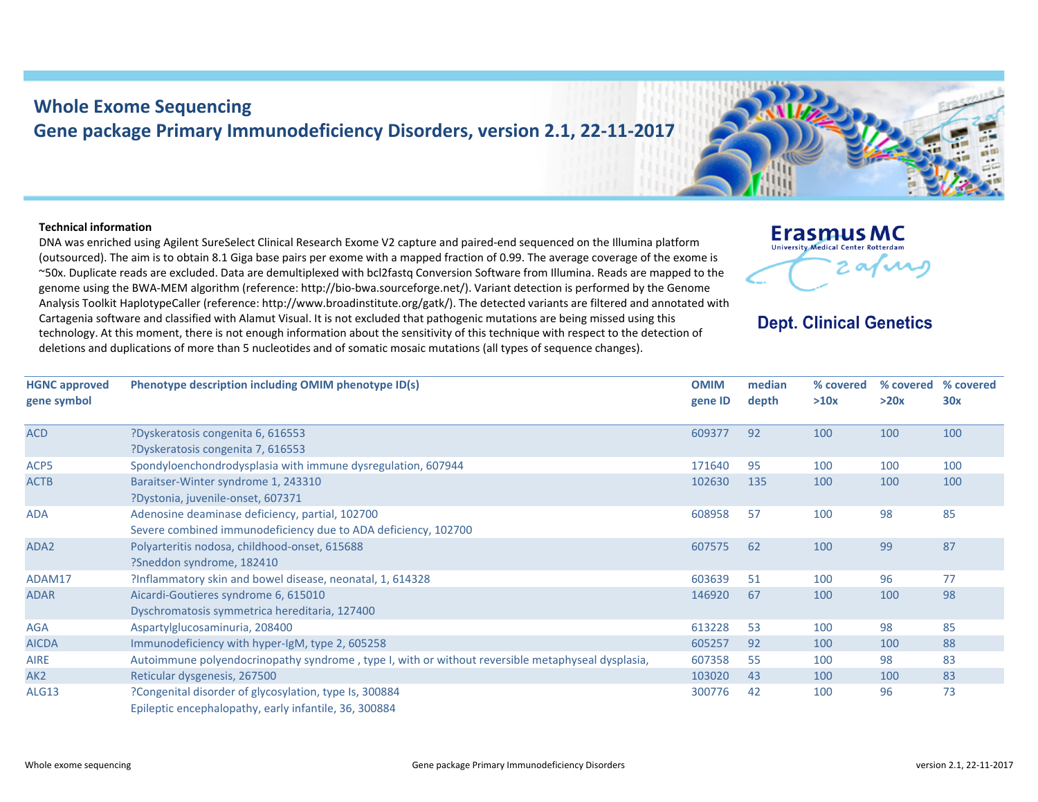# Whole Exome Sequencing
## Gene package Primary Immunodeficiency Disorders, version 2.1, 22-11-2017

Erasmus MC
University Medical Center Rotterdam

**Dept. Clinical Genetics**

**Technical information**

DNA was enriched using Agilent SureSelect Clinical Research Exome V2 capture and paired-end sequenced on the Illumina platform (outsourced). The aim is to obtain 8.1 Giga base pairs per exome with a mapped fraction of 0.99. The average coverage of the exome is ~50x. Duplicate reads are excluded. Data are demultiplexed with bcl2fastq Conversion Software from Illumina. Reads are mapped to the genome using the BWA-MEM algorithm (reference: http://bio-bwa.sourceforge.net/). Variant detection is performed by the Genome Analysis Toolkit HaplotypeCaller (reference: http://www.broadinstitute.org/gatk/). The detected variants are filtered and annotated with Cartagenia software and classified with Alamut Visual. It is not excluded that pathogenic mutations are being missed using this technology. At this moment, there is not enough information about the sensitivity of this technique with respect to the detection of deletions and duplications of more than 5 nucleotides and of somatic mosaic mutations (all types of sequence changes).

| HGNC approved gene symbol | Phenotype description including OMIM phenotype ID(s) | OMIM gene ID | median depth | % covered >10x | % covered >20x | % covered 30x |
|---|---|---|---|---|---|---|
| ACD | ?Dyskeratosis congenita 6, 616553<br>?Dyskeratosis congenita 7, 616553 | 609377 | 92 | 100 | 100 | 100 |
| ACP5 | Spondyloenchondrodysplasia with immune dysregulation, 607944 | 171640 | 95 | 100 | 100 | 100 |
| ACTB | Baraitser-Winter syndrome 1, 243310<br>?Dystonia, juvenile-onset, 607371 | 102630 | 135 | 100 | 100 | 100 |
| ADA | Adenosine deaminase deficiency, partial, 102700<br>Severe combined immunodeficiency due to ADA deficiency, 102700 | 608958 | 57 | 100 | 98 | 85 |
| ADA2 | Polyarteritis nodosa, childhood-onset, 615688<br>?Sneddon syndrome, 182410 | 607575 | 62 | 100 | 99 | 87 |
| ADAM17 | ?Inflammatory skin and bowel disease, neonatal, 1, 614328 | 603639 | 51 | 100 | 96 | 77 |
| ADAR | Aicardi-Goutieres syndrome 6, 615010<br>Dyschromatosis symmetrica hereditaria, 127400 | 146920 | 67 | 100 | 100 | 98 |
| AGA | Aspartylglucosaminuria, 208400 | 613228 | 53 | 100 | 98 | 85 |
| AICDA | Immunodeficiency with hyper-IgM, type 2, 605258 | 605257 | 92 | 100 | 100 | 88 |
| AIRE | Autoimmune polyendocrinopathy syndrome , type I, with or without reversible metaphyseal dysplasia, | 607358 | 55 | 100 | 98 | 83 |
| AK2 | Reticular dysgenesis, 267500 | 103020 | 43 | 100 | 100 | 83 |
| ALG13 | ?Congenital disorder of glycosylation, type Is, 300884<br>Epileptic encephalopathy, early infantile, 36, 300884 | 300776 | 42 | 100 | 96 | 73 |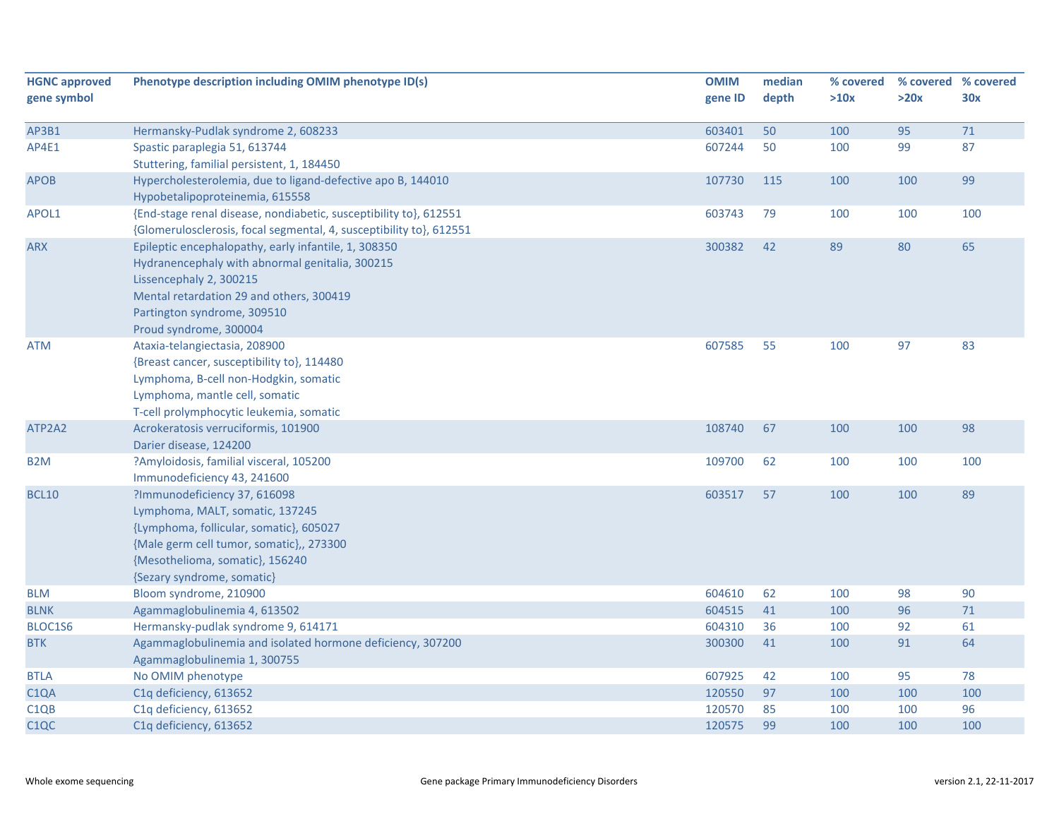| HGNC approved gene symbol | Phenotype description including OMIM phenotype ID(s) | OMIM gene ID | median depth | % covered >10x | % covered >20x | % covered 30x |
|---|---|---|---|---|---|---|
| AP3B1 | Hermansky-Pudlak syndrome 2, 608233 | 603401 | 50 | 100 | 95 | 71 |
| AP4E1 | Spastic paraplegia 51, 613744<br>Stuttering, familial persistent, 1, 184450 | 607244 | 50 | 100 | 99 | 87 |
| APOB | Hypercholesterolemia, due to ligand-defective apo B, 144010<br>Hypobetalipoproteinemia, 615558 | 107730 | 115 | 100 | 100 | 99 |
| APOL1 | {End-stage renal disease, nondiabetic, susceptibility to}, 612551<br>{Glomerulosclerosis, focal segmental, 4, susceptibility to}, 612551 | 603743 | 79 | 100 | 100 | 100 |
| ARX | Epileptic encephalopathy, early infantile, 1, 308350<br>Hydranencephaly with abnormal genitalia, 300215<br>Lissencephaly 2, 300215<br>Mental retardation 29 and others, 300419<br>Partington syndrome, 309510<br>Proud syndrome, 300004 | 300382 | 42 | 89 | 80 | 65 |
| ATM | Ataxia-telangiectasia, 208900<br>{Breast cancer, susceptibility to}, 114480<br>Lymphoma, B-cell non-Hodgkin, somatic<br>Lymphoma, mantle cell, somatic<br>T-cell prolymphocytic leukemia, somatic | 607585 | 55 | 100 | 97 | 83 |
| ATP2A2 | Acrokeratosis verruciformis, 101900<br>Darier disease, 124200 | 108740 | 67 | 100 | 100 | 98 |
| B2M | ?Amyloidosis, familial visceral, 105200<br>Immunodeficiency 43, 241600 | 109700 | 62 | 100 | 100 | 100 |
| BCL10 | ?Immunodeficiency 37, 616098<br>Lymphoma, MALT, somatic, 137245<br>{Lymphoma, follicular, somatic}, 605027<br>{Male germ cell tumor, somatic},, 273300<br>{Mesothelioma, somatic}, 156240<br>{Sezary syndrome, somatic} | 603517 | 57 | 100 | 100 | 89 |
| BLM | Bloom syndrome, 210900 | 604610 | 62 | 100 | 98 | 90 |
| BLNK | Agammaglobulinemia 4, 613502 | 604515 | 41 | 100 | 96 | 71 |
| BLOC1S6 | Hermansky-pudlak syndrome 9, 614171 | 604310 | 36 | 100 | 92 | 61 |
| BTK | Agammaglobulinemia and isolated hormone deficiency, 307200<br>Agammaglobulinemia 1, 300755 | 300300 | 41 | 100 | 91 | 64 |
| BTLA | No OMIM phenotype | 607925 | 42 | 100 | 95 | 78 |
| C1QA | C1q deficiency, 613652 | 120550 | 97 | 100 | 100 | 100 |
| C1QB | C1q deficiency, 613652 | 120570 | 85 | 100 | 100 | 96 |
| C1QC | C1q deficiency, 613652 | 120575 | 99 | 100 | 100 | 100 |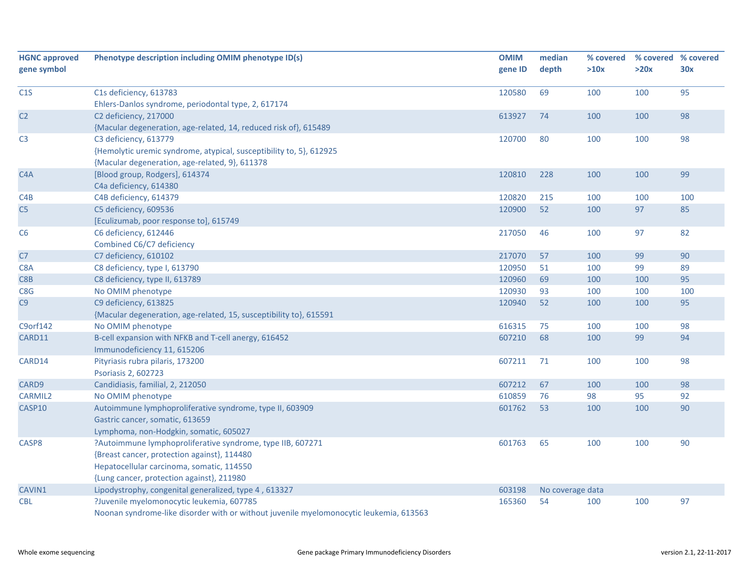| HGNC approved gene symbol | Phenotype description including OMIM phenotype ID(s) | OMIM gene ID | median depth | % covered >10x | % covered >20x | % covered 30x |
|---|---|---|---|---|---|---|
| C1S | C1s deficiency, 613783<br>Ehlers-Danlos syndrome, periodontal type, 2, 617174 | 120580 | 69 | 100 | 100 | 95 |
| C2 | C2 deficiency, 217000<br>{Macular degeneration, age-related, 14, reduced risk of}, 615489 | 613927 | 74 | 100 | 100 | 98 |
| C3 | C3 deficiency, 613779<br>{Hemolytic uremic syndrome, atypical, susceptibility to, 5}, 612925<br>{Macular degeneration, age-related, 9}, 611378 | 120700 | 80 | 100 | 100 | 98 |
| C4A | [Blood group, Rodgers], 614374<br>C4a deficiency, 614380 | 120810 | 228 | 100 | 100 | 99 |
| C4B | C4B deficiency, 614379 | 120820 | 215 | 100 | 100 | 100 |
| C5 | C5 deficiency, 609536<br>[Eculizumab, poor response to], 615749 | 120900 | 52 | 100 | 97 | 85 |
| C6 | C6 deficiency, 612446<br>Combined C6/C7 deficiency | 217050 | 46 | 100 | 97 | 82 |
| C7 | C7 deficiency, 610102 | 217070 | 57 | 100 | 99 | 90 |
| C8A | C8 deficiency, type I, 613790 | 120950 | 51 | 100 | 99 | 89 |
| C8B | C8 deficiency, type II, 613789 | 120960 | 69 | 100 | 100 | 95 |
| C8G | No OMIM phenotype | 120930 | 93 | 100 | 100 | 100 |
| C9 | C9 deficiency, 613825<br>{Macular degeneration, age-related, 15, susceptibility to}, 615591 | 120940 | 52 | 100 | 100 | 95 |
| C9orf142 | No OMIM phenotype | 616315 | 75 | 100 | 100 | 98 |
| CARD11 | B-cell expansion with NFKB and T-cell anergy, 616452<br>Immunodeficiency 11, 615206 | 607210 | 68 | 100 | 99 | 94 |
| CARD14 | Pityriasis rubra pilaris, 173200<br>Psoriasis 2, 602723 | 607211 | 71 | 100 | 100 | 98 |
| CARD9 | Candidiasis, familial, 2, 212050 | 607212 | 67 | 100 | 100 | 98 |
| CARMIL2 | No OMIM phenotype | 610859 | 76 | 98 | 95 | 92 |
| CASP10 | Autoimmune lymphoproliferative syndrome, type II, 603909<br>Gastric cancer, somatic, 613659<br>Lymphoma, non-Hodgkin, somatic, 605027 | 601762 | 53 | 100 | 100 | 90 |
| CASP8 | ?Autoimmune lymphoproliferative syndrome, type IIB, 607271<br>{Breast cancer, protection against}, 114480<br>Hepatocellular carcinoma, somatic, 114550<br>{Lung cancer, protection against}, 211980 | 601763 | 65 | 100 | 100 | 90 |
| CAVIN1 | Lipodystrophy, congenital generalized, type 4 , 613327 | 603198 | No coverage data | | | |
| CBL | ?Juvenile myelomonocytic leukemia, 607785<br>Noonan syndrome-like disorder with or without juvenile myelomonocytic leukemia, 613563 | 165360 | 54 | 100 | 100 | 97 |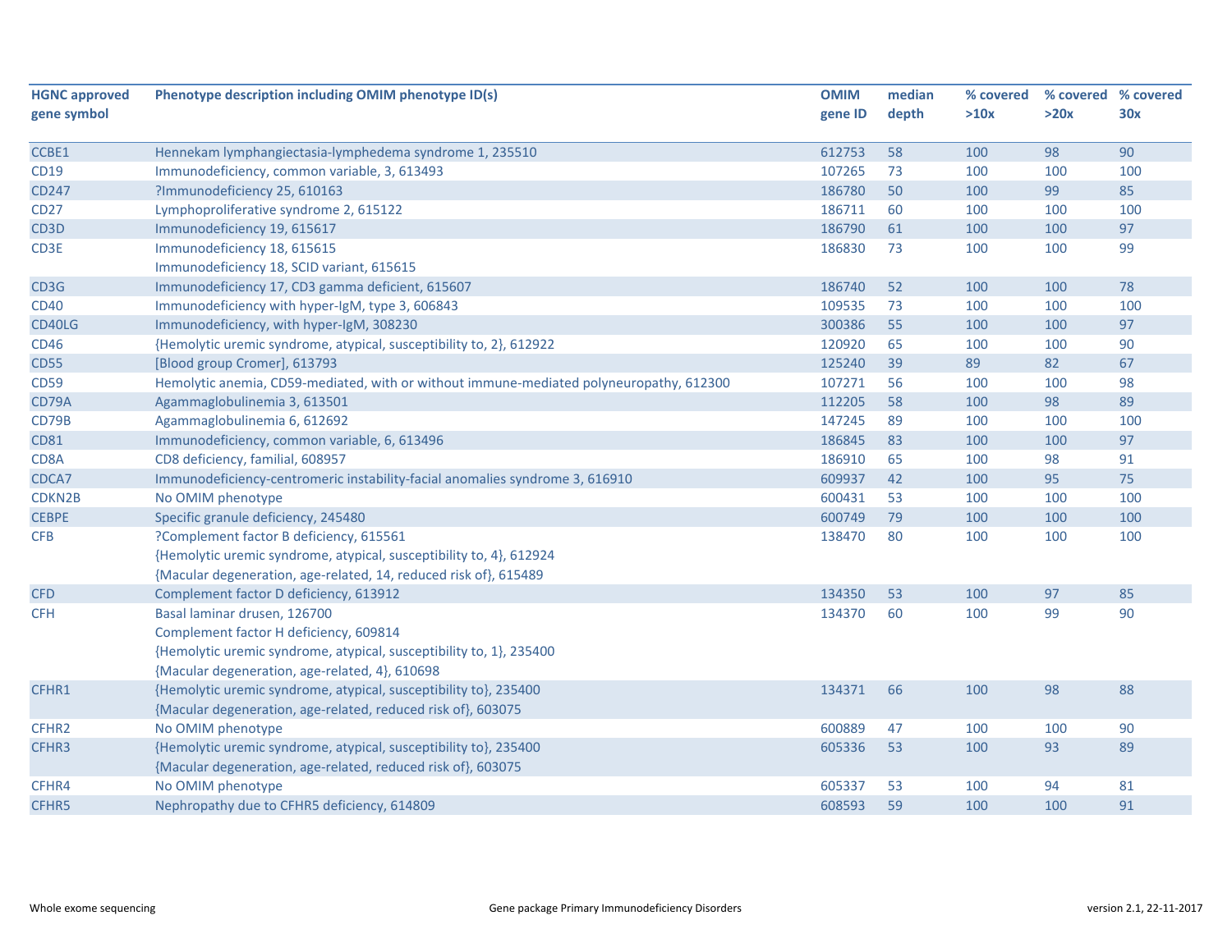| HGNC approved gene symbol | Phenotype description including OMIM phenotype ID(s) | OMIM gene ID | median depth | % covered >10x | % covered >20x | % covered 30x |
|---|---|---|---|---|---|---|
| CCBE1 | Hennekam lymphangiectasia-lymphedema syndrome 1, 235510 | 612753 | 58 | 100 | 98 | 90 |
| CD19 | Immunodeficiency, common variable, 3, 613493 | 107265 | 73 | 100 | 100 | 100 |
| CD247 | ?Immunodeficiency 25, 610163 | 186780 | 50 | 100 | 99 | 85 |
| CD27 | Lymphoproliferative syndrome 2, 615122 | 186711 | 60 | 100 | 100 | 100 |
| CD3D | Immunodeficiency 19, 615617 | 186790 | 61 | 100 | 100 | 97 |
| CD3E | Immunodeficiency 18, 615615<br>Immunodeficiency 18, SCID variant, 615615 | 186830 | 73 | 100 | 100 | 99 |
| CD3G | Immunodeficiency 17, CD3 gamma deficient, 615607 | 186740 | 52 | 100 | 100 | 78 |
| CD40 | Immunodeficiency with hyper-IgM, type 3, 606843 | 109535 | 73 | 100 | 100 | 100 |
| CD40LG | Immunodeficiency, with hyper-IgM, 308230 | 300386 | 55 | 100 | 100 | 97 |
| CD46 | {Hemolytic uremic syndrome, atypical, susceptibility to, 2}, 612922 | 120920 | 65 | 100 | 100 | 90 |
| CD55 | [Blood group Cromer], 613793 | 125240 | 39 | 89 | 82 | 67 |
| CD59 | Hemolytic anemia, CD59-mediated, with or without immune-mediated polyneuropathy, 612300 | 107271 | 56 | 100 | 100 | 98 |
| CD79A | Agammaglobulinemia 3, 613501 | 112205 | 58 | 100 | 98 | 89 |
| CD79B | Agammaglobulinemia 6, 612692 | 147245 | 89 | 100 | 100 | 100 |
| CD81 | Immunodeficiency, common variable, 6, 613496 | 186845 | 83 | 100 | 100 | 97 |
| CD8A | CD8 deficiency, familial, 608957 | 186910 | 65 | 100 | 98 | 91 |
| CDCA7 | Immunodeficiency-centromeric instability-facial anomalies syndrome 3, 616910 | 609937 | 42 | 100 | 95 | 75 |
| CDKN2B | No OMIM phenotype | 600431 | 53 | 100 | 100 | 100 |
| CEBPE | Specific granule deficiency, 245480 | 600749 | 79 | 100 | 100 | 100 |
| CFB | ?Complement factor B deficiency, 615561<br>{Hemolytic uremic syndrome, atypical, susceptibility to, 4}, 612924<br>{Macular degeneration, age-related, 14, reduced risk of}, 615489 | 138470 | 80 | 100 | 100 | 100 |
| CFD | Complement factor D deficiency, 613912 | 134350 | 53 | 100 | 97 | 85 |
| CFH | Basal laminar drusen, 126700<br>Complement factor H deficiency, 609814<br>{Hemolytic uremic syndrome, atypical, susceptibility to, 1}, 235400<br>{Macular degeneration, age-related, 4}, 610698 | 134370 | 60 | 100 | 99 | 90 |
| CFHR1 | {Hemolytic uremic syndrome, atypical, susceptibility to}, 235400<br>{Macular degeneration, age-related, reduced risk of}, 603075 | 134371 | 66 | 100 | 98 | 88 |
| CFHR2 | No OMIM phenotype | 600889 | 47 | 100 | 100 | 90 |
| CFHR3 | {Hemolytic uremic syndrome, atypical, susceptibility to}, 235400<br>{Macular degeneration, age-related, reduced risk of}, 603075 | 605336 | 53 | 100 | 93 | 89 |
| CFHR4 | No OMIM phenotype | 605337 | 53 | 100 | 94 | 81 |
| CFHR5 | Nephropathy due to CFHR5 deficiency, 614809 | 608593 | 59 | 100 | 100 | 91 |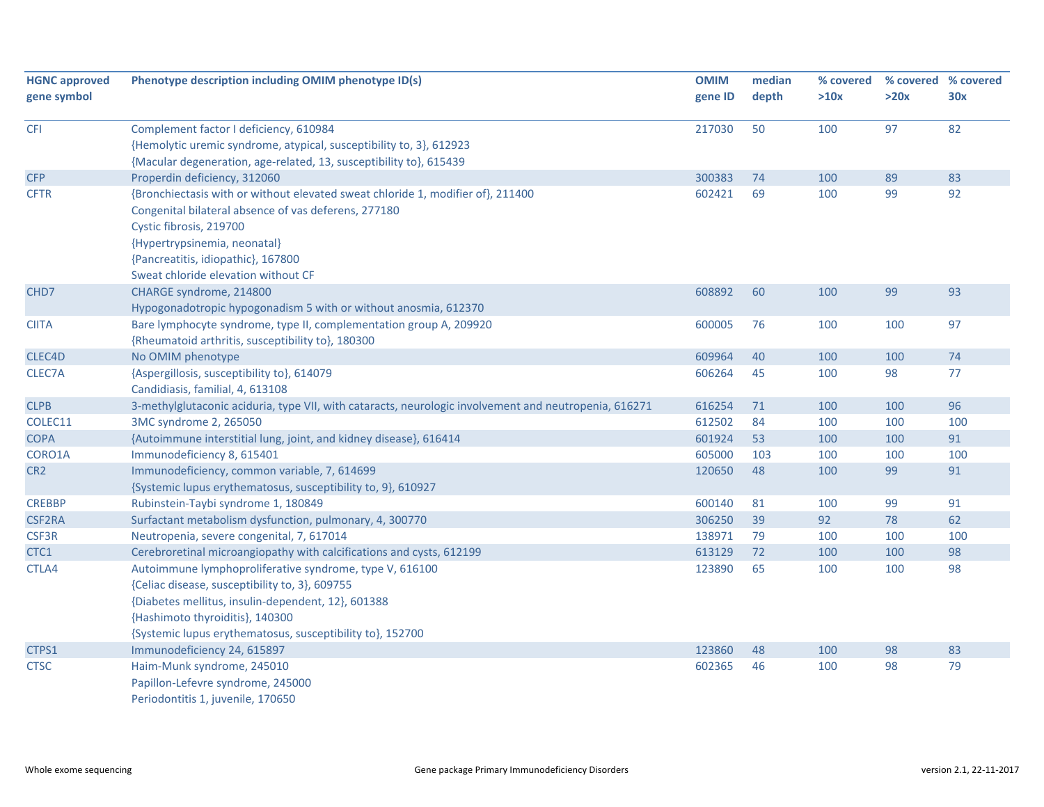| HGNC approved gene symbol | Phenotype description including OMIM phenotype ID(s) | OMIM gene ID | median depth | % covered >10x | % covered >20x | % covered 30x |
|---|---|---|---|---|---|---|
| CFI | Complement factor I deficiency, 610984<br>{Hemolytic uremic syndrome, atypical, susceptibility to, 3}, 612923<br>{Macular degeneration, age-related, 13, susceptibility to}, 615439 | 217030 | 50 | 100 | 97 | 82 |
| CFP | Properdin deficiency, 312060 | 300383 | 74 | 100 | 89 | 83 |
| CFTR | {Bronchiectasis with or without elevated sweat chloride 1, modifier of}, 211400<br>Congenital bilateral absence of vas deferens, 277180<br>Cystic fibrosis, 219700<br>{Hypertrypsinemia, neonatal}<br>{Pancreatitis, idiopathic}, 167800<br>Sweat chloride elevation without CF | 602421 | 69 | 100 | 99 | 92 |
| CHD7 | CHARGE syndrome, 214800<br>Hypogonadotropic hypogonadism 5 with or without anosmia, 612370 | 608892 | 60 | 100 | 99 | 93 |
| CIITA | Bare lymphocyte syndrome, type II, complementation group A, 209920<br>{Rheumatoid arthritis, susceptibility to}, 180300 | 600005 | 76 | 100 | 100 | 97 |
| CLEC4D | No OMIM phenotype | 609964 | 40 | 100 | 100 | 74 |
| CLEC7A | {Aspergillosis, susceptibility to}, 614079<br>Candidiasis, familial, 4, 613108 | 606264 | 45 | 100 | 98 | 77 |
| CLPB | 3-methylglutaconic aciduria, type VII, with cataracts, neurologic involvement and neutropenia, 616271 | 616254 | 71 | 100 | 100 | 96 |
| COLEC11 | 3MC syndrome 2, 265050 | 612502 | 84 | 100 | 100 | 100 |
| COPA | {Autoimmune interstitial lung, joint, and kidney disease}, 616414 | 601924 | 53 | 100 | 100 | 91 |
| CORO1A | Immunodeficiency 8, 615401 | 605000 | 103 | 100 | 100 | 100 |
| CR2 | Immunodeficiency, common variable, 7, 614699<br>{Systemic lupus erythematosus, susceptibility to, 9}, 610927 | 120650 | 48 | 100 | 99 | 91 |
| CREBBP | Rubinstein-Taybi syndrome 1, 180849 | 600140 | 81 | 100 | 99 | 91 |
| CSF2RA | Surfactant metabolism dysfunction, pulmonary, 4, 300770 | 306250 | 39 | 92 | 78 | 62 |
| CSF3R | Neutropenia, severe congenital, 7, 617014 | 138971 | 79 | 100 | 100 | 100 |
| CTC1 | Cerebroretinal microangiopathy with calcifications and cysts, 612199 | 613129 | 72 | 100 | 100 | 98 |
| CTLA4 | Autoimmune lymphoproliferative syndrome, type V, 616100<br>{Celiac disease, susceptibility to, 3}, 609755<br>{Diabetes mellitus, insulin-dependent, 12}, 601388<br>{Hashimoto thyroiditis}, 140300<br>{Systemic lupus erythematosus, susceptibility to}, 152700 | 123890 | 65 | 100 | 100 | 98 |
| CTPS1 | Immunodeficiency 24, 615897 | 123860 | 48 | 100 | 98 | 83 |
| CTSC | Haim-Munk syndrome, 245010<br>Papillon-Lefevre syndrome, 245000<br>Periodontitis 1, juvenile, 170650 | 602365 | 46 | 100 | 98 | 79 |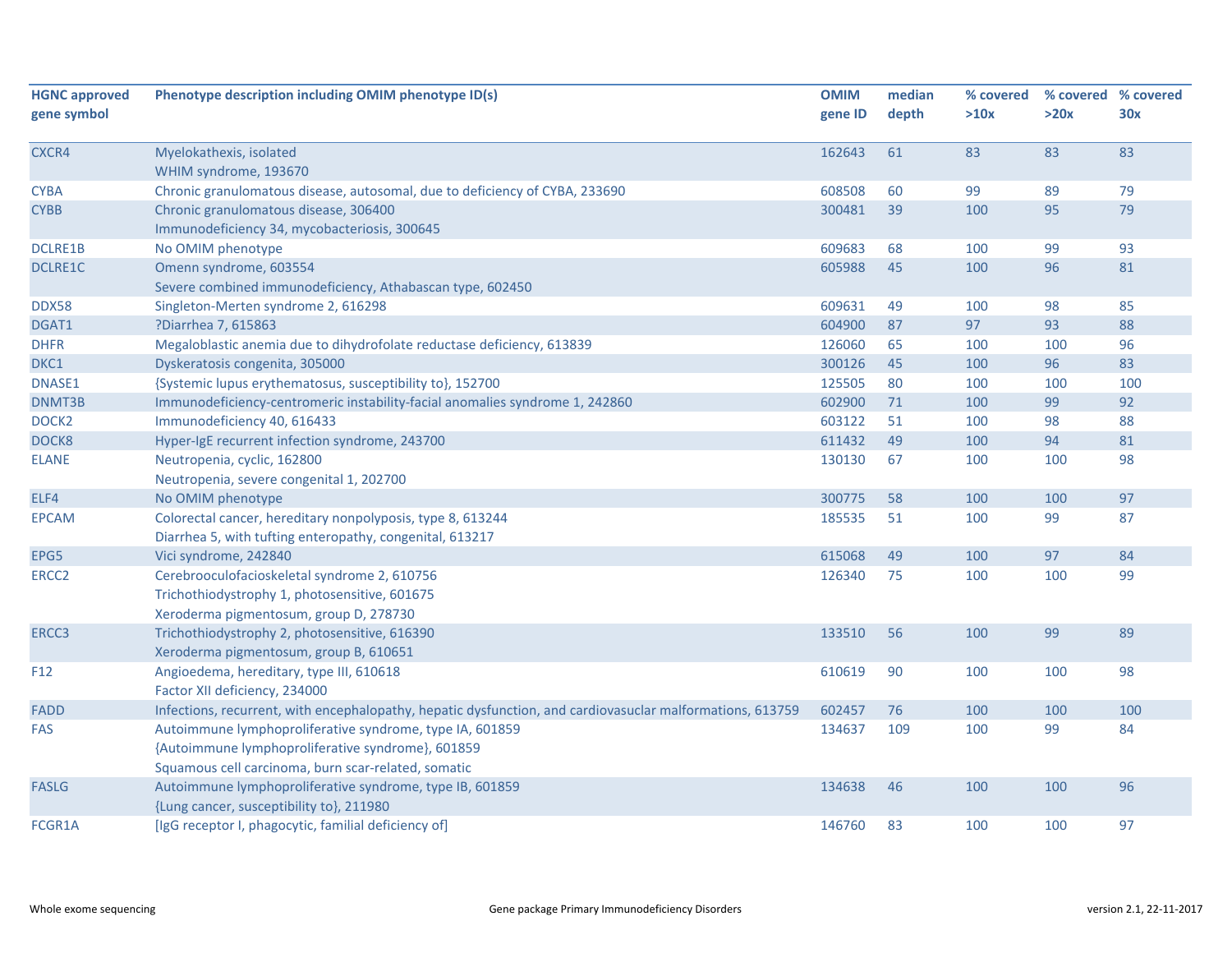| HGNC approved gene symbol | Phenotype description including OMIM phenotype ID(s) | OMIM gene ID | median depth | % covered >10x | % covered >20x | % covered 30x |
|---|---|---|---|---|---|---|
| CXCR4 | Myelokathexis, isolated<br>WHIM syndrome, 193670 | 162643 | 61 | 83 | 83 | 83 |
| CYBA | Chronic granulomatous disease, autosomal, due to deficiency of CYBA, 233690 | 608508 | 60 | 99 | 89 | 79 |
| CYBB | Chronic granulomatous disease, 306400<br>Immunodeficiency 34, mycobacteriosis, 300645 | 300481 | 39 | 100 | 95 | 79 |
| DCLRE1B | No OMIM phenotype | 609683 | 68 | 100 | 99 | 93 |
| DCLRE1C | Omenn syndrome, 603554<br>Severe combined immunodeficiency, Athabascan type, 602450 | 605988 | 45 | 100 | 96 | 81 |
| DDX58 | Singleton-Merten syndrome 2, 616298 | 609631 | 49 | 100 | 98 | 85 |
| DGAT1 | ?Diarrhea 7, 615863 | 604900 | 87 | 97 | 93 | 88 |
| DHFR | Megaloblastic anemia due to dihydrofolate reductase deficiency, 613839 | 126060 | 65 | 100 | 100 | 96 |
| DKC1 | Dyskeratosis congenita, 305000 | 300126 | 45 | 100 | 96 | 83 |
| DNASE1 | {Systemic lupus erythematosus, susceptibility to}, 152700 | 125505 | 80 | 100 | 100 | 100 |
| DNMT3B | Immunodeficiency-centromeric instability-facial anomalies syndrome 1, 242860 | 602900 | 71 | 100 | 99 | 92 |
| DOCK2 | Immunodeficiency 40, 616433 | 603122 | 51 | 100 | 98 | 88 |
| DOCK8 | Hyper-IgE recurrent infection syndrome, 243700 | 611432 | 49 | 100 | 94 | 81 |
| ELANE | Neutropenia, cyclic, 162800<br>Neutropenia, severe congenital 1, 202700 | 130130 | 67 | 100 | 100 | 98 |
| ELF4 | No OMIM phenotype | 300775 | 58 | 100 | 100 | 97 |
| EPCAM | Colorectal cancer, hereditary nonpolyposis, type 8, 613244<br>Diarrhea 5, with tufting enteropathy, congenital, 613217 | 185535 | 51 | 100 | 99 | 87 |
| EPG5 | Vici syndrome, 242840 | 615068 | 49 | 100 | 97 | 84 |
| ERCC2 | Cerebrooculofacioskeletal syndrome 2, 610756<br>Trichothiodystrophy 1, photosensitive, 601675<br>Xeroderma pigmentosum, group D, 278730 | 126340 | 75 | 100 | 100 | 99 |
| ERCC3 | Trichothiodystrophy 2, photosensitive, 616390<br>Xeroderma pigmentosum, group B, 610651 | 133510 | 56 | 100 | 99 | 89 |
| F12 | Angioedema, hereditary, type III, 610618<br>Factor XII deficiency, 234000 | 610619 | 90 | 100 | 100 | 98 |
| FADD | Infections, recurrent, with encephalopathy, hepatic dysfunction, and cardiovasuclar malformations, 613759 | 602457 | 76 | 100 | 100 | 100 |
| FAS | Autoimmune lymphoproliferative syndrome, type IA, 601859<br>{Autoimmune lymphoproliferative syndrome}, 601859<br>Squamous cell carcinoma, burn scar-related, somatic | 134637 | 109 | 100 | 99 | 84 |
| FASLG | Autoimmune lymphoproliferative syndrome, type IB, 601859<br>{Lung cancer, susceptibility to}, 211980 | 134638 | 46 | 100 | 100 | 96 |
| FCGR1A | [IgG receptor I, phagocytic, familial deficiency of] | 146760 | 83 | 100 | 100 | 97 |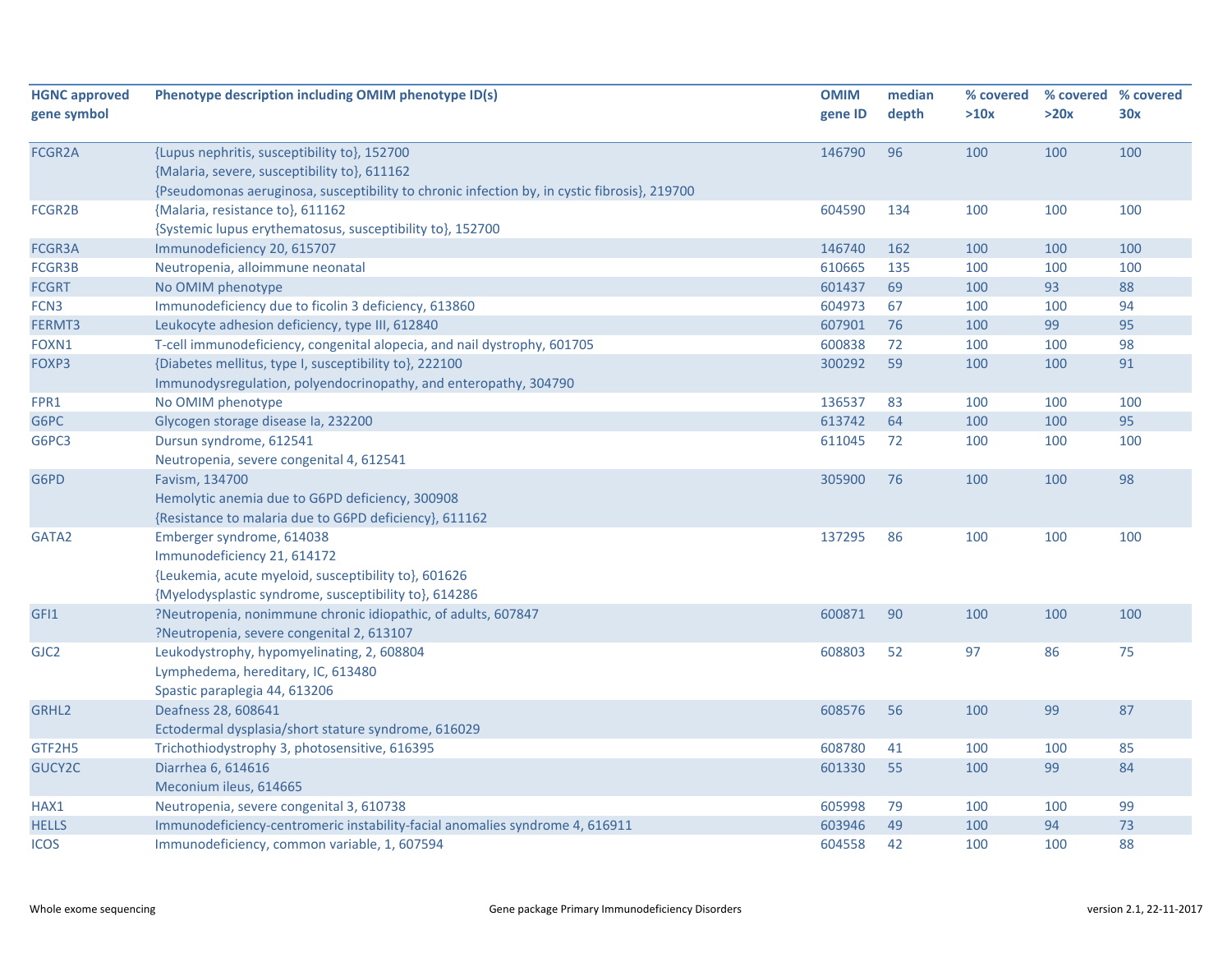| HGNC approved gene symbol | Phenotype description including OMIM phenotype ID(s) | OMIM gene ID | median depth | % covered >10x | % covered >20x | % covered 30x |
|---|---|---|---|---|---|---|
| FCGR2A | {Lupus nephritis, susceptibility to}, 152700<br>{Malaria, severe, susceptibility to}, 611162<br>{Pseudomonas aeruginosa, susceptibility to chronic infection by, in cystic fibrosis}, 219700 | 146790 | 96 | 100 | 100 | 100 |
| FCGR2B | {Malaria, resistance to}, 611162<br>{Systemic lupus erythematosus, susceptibility to}, 152700 | 604590 | 134 | 100 | 100 | 100 |
| FCGR3A | Immunodeficiency 20, 615707 | 146740 | 162 | 100 | 100 | 100 |
| FCGR3B | Neutropenia, alloimmune neonatal | 610665 | 135 | 100 | 100 | 100 |
| FCGRT | No OMIM phenotype | 601437 | 69 | 100 | 93 | 88 |
| FCN3 | Immunodeficiency due to ficolin 3 deficiency, 613860 | 604973 | 67 | 100 | 100 | 94 |
| FERMT3 | Leukocyte adhesion deficiency, type III, 612840 | 607901 | 76 | 100 | 99 | 95 |
| FOXN1 | T-cell immunodeficiency, congenital alopecia, and nail dystrophy, 601705 | 600838 | 72 | 100 | 100 | 98 |
| FOXP3 | {Diabetes mellitus, type I, susceptibility to}, 222100<br>Immunodysregulation, polyendocrinopathy, and enteropathy, 304790 | 300292 | 59 | 100 | 100 | 91 |
| FPR1 | No OMIM phenotype | 136537 | 83 | 100 | 100 | 100 |
| G6PC | Glycogen storage disease Ia, 232200 | 613742 | 64 | 100 | 100 | 95 |
| G6PC3 | Dursun syndrome, 612541<br>Neutropenia, severe congenital 4, 612541 | 611045 | 72 | 100 | 100 | 100 |
| G6PD | Favism, 134700<br>Hemolytic anemia due to G6PD deficiency, 300908<br>{Resistance to malaria due to G6PD deficiency}, 611162 | 305900 | 76 | 100 | 100 | 98 |
| GATA2 | Emberger syndrome, 614038<br>Immunodeficiency 21, 614172<br>{Leukemia, acute myeloid, susceptibility to}, 601626<br>{Myelodysplastic syndrome, susceptibility to}, 614286 | 137295 | 86 | 100 | 100 | 100 |
| GFI1 | ?Neutropenia, nonimmune chronic idiopathic, of adults, 607847<br>?Neutropenia, severe congenital 2, 613107 | 600871 | 90 | 100 | 100 | 100 |
| GJC2 | Leukodystrophy, hypomyelinating, 2, 608804<br>Lymphedema, hereditary, IC, 613480<br>Spastic paraplegia 44, 613206 | 608803 | 52 | 97 | 86 | 75 |
| GRHL2 | Deafness 28, 608641<br>Ectodermal dysplasia/short stature syndrome, 616029 | 608576 | 56 | 100 | 99 | 87 |
| GTF2H5 | Trichothiodystrophy 3, photosensitive, 616395 | 608780 | 41 | 100 | 100 | 85 |
| GUCY2C | Diarrhea 6, 614616<br>Meconium ileus, 614665 | 601330 | 55 | 100 | 99 | 84 |
| HAX1 | Neutropenia, severe congenital 3, 610738 | 605998 | 79 | 100 | 100 | 99 |
| HELLS | Immunodeficiency-centromeric instability-facial anomalies syndrome 4, 616911 | 603946 | 49 | 100 | 94 | 73 |
| ICOS | Immunodeficiency, common variable, 1, 607594 | 604558 | 42 | 100 | 100 | 88 |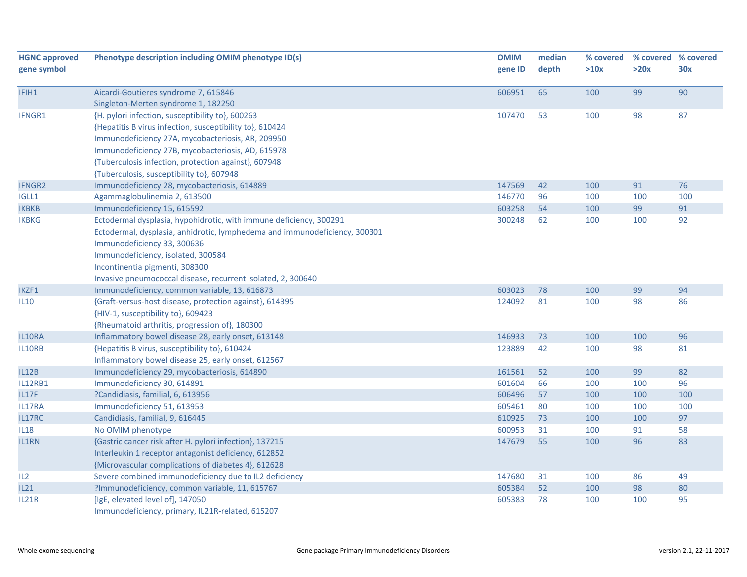| HGNC approved gene symbol | Phenotype description including OMIM phenotype ID(s) | OMIM gene ID | median depth | % covered >10x | % covered >20x | % covered 30x |
|---|---|---|---|---|---|---|
| IFIH1 | Aicardi-Goutieres syndrome 7, 615846<br>Singleton-Merten syndrome 1, 182250 | 606951 | 65 | 100 | 99 | 90 |
| IFNGR1 | {H. pylori infection, susceptibility to}, 600263<br>{Hepatitis B virus infection, susceptibility to}, 610424<br>Immunodeficiency 27A, mycobacteriosis, AR, 209950<br>Immunodeficiency 27B, mycobacteriosis, AD, 615978<br>{Tuberculosis infection, protection against}, 607948<br>{Tuberculosis, susceptibility to}, 607948 | 107470 | 53 | 100 | 98 | 87 |
| IFNGR2 | Immunodeficiency 28, mycobacteriosis, 614889 | 147569 | 42 | 100 | 91 | 76 |
| IGLL1 | Agammaglobulinemia 2, 613500 | 146770 | 96 | 100 | 100 | 100 |
| IKBKB | Immunodeficiency 15, 615592 | 603258 | 54 | 100 | 99 | 91 |
| IKBKG | Ectodermal dysplasia, hypohidrotic, with immune deficiency, 300291<br>Ectodermal, dysplasia, anhidrotic, lymphedema and immunodeficiency, 300301<br>Immunodeficiency 33, 300636<br>Immunodeficiency, isolated, 300584<br>Incontinentia pigmenti, 308300<br>Invasive pneumococcal disease, recurrent isolated, 2, 300640 | 300248 | 62 | 100 | 100 | 92 |
| IKZF1 | Immunodeficiency, common variable, 13, 616873 | 603023 | 78 | 100 | 99 | 94 |
| IL10 | {Graft-versus-host disease, protection against}, 614395<br>{HIV-1, susceptibility to}, 609423<br>{Rheumatoid arthritis, progression of}, 180300 | 124092 | 81 | 100 | 98 | 86 |
| IL10RA | Inflammatory bowel disease 28, early onset, 613148 | 146933 | 73 | 100 | 100 | 96 |
| IL10RB | {Hepatitis B virus, susceptibility to}, 610424<br>Inflammatory bowel disease 25, early onset, 612567 | 123889 | 42 | 100 | 98 | 81 |
| IL12B | Immunodeficiency 29, mycobacteriosis, 614890 | 161561 | 52 | 100 | 99 | 82 |
| IL12RB1 | Immunodeficiency 30, 614891 | 601604 | 66 | 100 | 100 | 96 |
| IL17F | ?Candidiasis, familial, 6, 613956 | 606496 | 57 | 100 | 100 | 100 |
| IL17RA | Immunodeficiency 51, 613953 | 605461 | 80 | 100 | 100 | 100 |
| IL17RC | Candidiasis, familial, 9, 616445 | 610925 | 73 | 100 | 100 | 97 |
| IL18 | No OMIM phenotype | 600953 | 31 | 100 | 91 | 58 |
| IL1RN | {Gastric cancer risk after H. pylori infection}, 137215<br>Interleukin 1 receptor antagonist deficiency, 612852<br>{Microvascular complications of diabetes 4}, 612628 | 147679 | 55 | 100 | 96 | 83 |
| IL2 | Severe combined immunodeficiency due to IL2 deficiency | 147680 | 31 | 100 | 86 | 49 |
| IL21 | ?Immunodeficiency, common variable, 11, 615767 | 605384 | 52 | 100 | 98 | 80 |
| IL21R | [IgE, elevated level of], 147050<br>Immunodeficiency, primary, IL21R-related, 615207 | 605383 | 78 | 100 | 100 | 95 |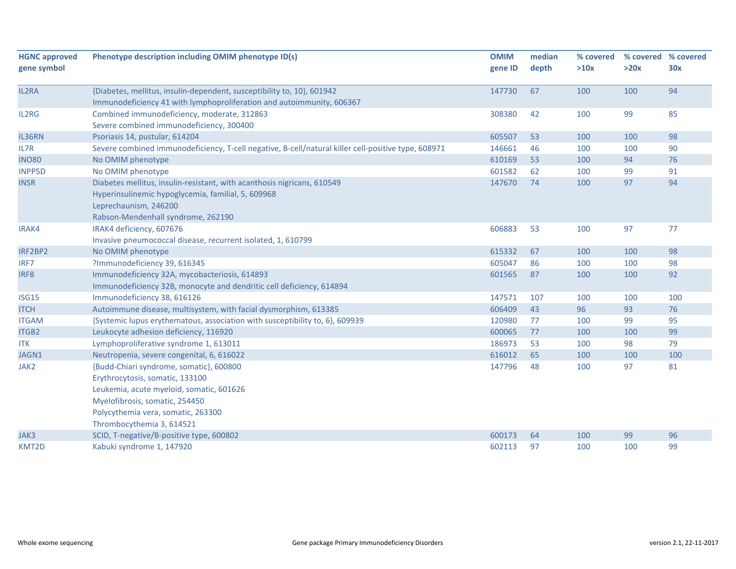| HGNC approved gene symbol | Phenotype description including OMIM phenotype ID(s) | OMIM gene ID | median depth | % covered >10x | % covered >20x | % covered 30x |
|---|---|---|---|---|---|---|
| IL2RA | {Diabetes, mellitus, insulin-dependent, susceptibility to, 10}, 601942<br>Immunodeficiency 41 with lymphoproliferation and autoimmunity, 606367 | 147730 | 67 | 100 | 100 | 94 |
| IL2RG | Combined immunodeficiency, moderate, 312863<br>Severe combined immunodeficiency, 300400 | 308380 | 42 | 100 | 99 | 85 |
| IL36RN | Psoriasis 14, pustular, 614204 | 605507 | 53 | 100 | 100 | 98 |
| IL7R | Severe combined immunodeficiency, T-cell negative, B-cell/natural killer cell-positive type, 608971 | 146661 | 46 | 100 | 100 | 90 |
| INO80 | No OMIM phenotype | 610169 | 53 | 100 | 94 | 76 |
| INPP5D | No OMIM phenotype | 601582 | 62 | 100 | 99 | 91 |
| INSR | Diabetes mellitus, insulin-resistant, with acanthosis nigricans, 610549<br>Hyperinsulinemic hypoglycemia, familial, 5, 609968<br>Leprechaunism, 246200<br>Rabson-Mendenhall syndrome, 262190 | 147670 | 74 | 100 | 97 | 94 |
| IRAK4 | IRAK4 deficiency, 607676<br>Invasive pneumococcal disease, recurrent isolated, 1, 610799 | 606883 | 53 | 100 | 97 | 77 |
| IRF2BP2 | No OMIM phenotype | 615332 | 67 | 100 | 100 | 98 |
| IRF7 | ?Immunodeficiency 39, 616345 | 605047 | 86 | 100 | 100 | 98 |
| IRF8 | Immunodeficiency 32A, mycobacteriosis, 614893<br>Immunodeficiency 32B, monocyte and dendritic cell deficiency, 614894 | 601565 | 87 | 100 | 100 | 92 |
| ISG15 | Immunodeficiency 38, 616126 | 147571 | 107 | 100 | 100 | 100 |
| ITCH | Autoimmune disease, multisystem, with facial dysmorphism, 613385 | 606409 | 43 | 96 | 93 | 76 |
| ITGAM | {Systemic lupus erythematous, association with susceptibility to, 6}, 609939 | 120980 | 77 | 100 | 99 | 95 |
| ITGB2 | Leukocyte adhesion deficiency, 116920 | 600065 | 77 | 100 | 100 | 99 |
| ITK | Lymphoproliferative syndrome 1, 613011 | 186973 | 53 | 100 | 98 | 79 |
| JAGN1 | Neutropenia, severe congenital, 6, 616022 | 616012 | 65 | 100 | 100 | 100 |
| JAK2 | {Budd-Chiari syndrome, somatic}, 600800<br>Erythrocytosis, somatic, 133100<br>Leukemia, acute myeloid, somatic, 601626<br>Myelofibrosis, somatic, 254450<br>Polycythemia vera, somatic, 263300<br>Thrombocythemia 3, 614521 | 147796 | 48 | 100 | 97 | 81 |
| JAK3 | SCID, T-negative/B-positive type, 600802 | 600173 | 64 | 100 | 99 | 96 |
| KMT2D | Kabuki syndrome 1, 147920 | 602113 | 97 | 100 | 100 | 99 |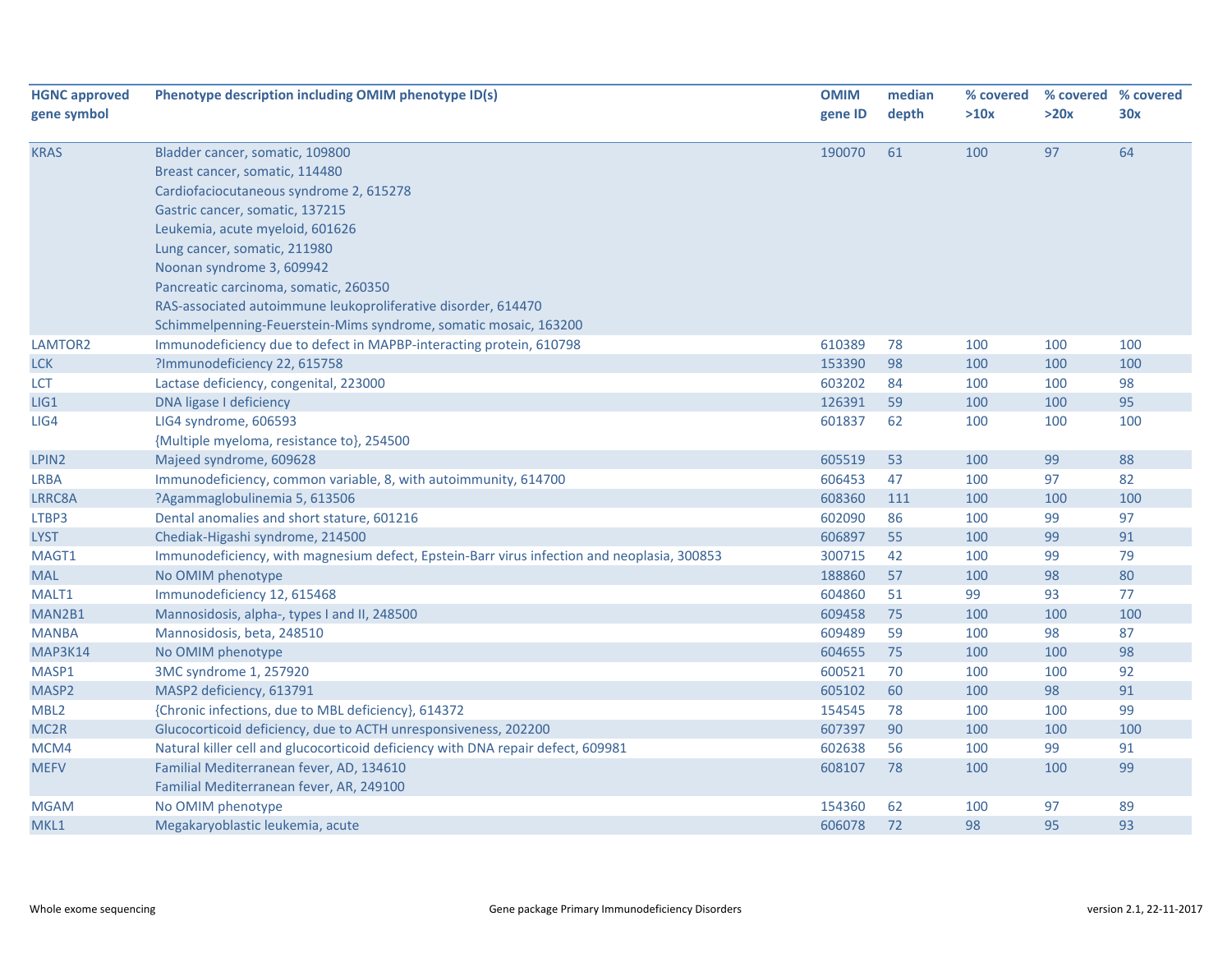| HGNC approved gene symbol | Phenotype description including OMIM phenotype ID(s) | OMIM gene ID | median depth | % covered >10x | % covered >20x | % covered 30x |
|---|---|---|---|---|---|---|
| KRAS | Bladder cancer, somatic, 109800<br>Breast cancer, somatic, 114480<br>Cardiofaciocutaneous syndrome 2, 615278<br>Gastric cancer, somatic, 137215<br>Leukemia, acute myeloid, 601626<br>Lung cancer, somatic, 211980<br>Noonan syndrome 3, 609942<br>Pancreatic carcinoma, somatic, 260350<br>RAS-associated autoimmune leukoproliferative disorder, 614470<br>Schimmelpenning-Feuerstein-Mims syndrome, somatic mosaic, 163200 | 190070 | 61 | 100 | 97 | 64 |
| LAMTOR2 | Immunodeficiency due to defect in MAPBP-interacting protein, 610798 | 610389 | 78 | 100 | 100 | 100 |
| LCK | ?Immunodeficiency 22, 615758 | 153390 | 98 | 100 | 100 | 100 |
| LCT | Lactase deficiency, congenital, 223000 | 603202 | 84 | 100 | 100 | 98 |
| LIG1 | DNA ligase I deficiency | 126391 | 59 | 100 | 100 | 95 |
| LIG4 | LIG4 syndrome, 606593<br>{Multiple myeloma, resistance to}, 254500 | 601837 | 62 | 100 | 100 | 100 |
| LPIN2 | Majeed syndrome, 609628 | 605519 | 53 | 100 | 99 | 88 |
| LRBA | Immunodeficiency, common variable, 8, with autoimmunity, 614700 | 606453 | 47 | 100 | 97 | 82 |
| LRRC8A | ?Agammaglobulinemia 5, 613506 | 608360 | 111 | 100 | 100 | 100 |
| LTBP3 | Dental anomalies and short stature, 601216 | 602090 | 86 | 100 | 99 | 97 |
| LYST | Chediak-Higashi syndrome, 214500 | 606897 | 55 | 100 | 99 | 91 |
| MAGT1 | Immunodeficiency, with magnesium defect, Epstein-Barr virus infection and neoplasia, 300853 | 300715 | 42 | 100 | 99 | 79 |
| MAL | No OMIM phenotype | 188860 | 57 | 100 | 98 | 80 |
| MALT1 | Immunodeficiency 12, 615468 | 604860 | 51 | 99 | 93 | 77 |
| MAN2B1 | Mannosidosis, alpha-, types I and II, 248500 | 609458 | 75 | 100 | 100 | 100 |
| MANBA | Mannosidosis, beta, 248510 | 609489 | 59 | 100 | 98 | 87 |
| MAP3K14 | No OMIM phenotype | 604655 | 75 | 100 | 100 | 98 |
| MASP1 | 3MC syndrome 1, 257920 | 600521 | 70 | 100 | 100 | 92 |
| MASP2 | MASP2 deficiency, 613791 | 605102 | 60 | 100 | 98 | 91 |
| MBL2 | {Chronic infections, due to MBL deficiency}, 614372 | 154545 | 78 | 100 | 100 | 99 |
| MC2R | Glucocorticoid deficiency, due to ACTH unresponsiveness, 202200 | 607397 | 90 | 100 | 100 | 100 |
| MCM4 | Natural killer cell and glucocorticoid deficiency with DNA repair defect, 609981 | 602638 | 56 | 100 | 99 | 91 |
| MEFV | Familial Mediterranean fever, AD, 134610<br>Familial Mediterranean fever, AR, 249100 | 608107 | 78 | 100 | 100 | 99 |
| MGAM | No OMIM phenotype | 154360 | 62 | 100 | 97 | 89 |
| MKL1 | Megakaryoblastic leukemia, acute | 606078 | 72 | 98 | 95 | 93 |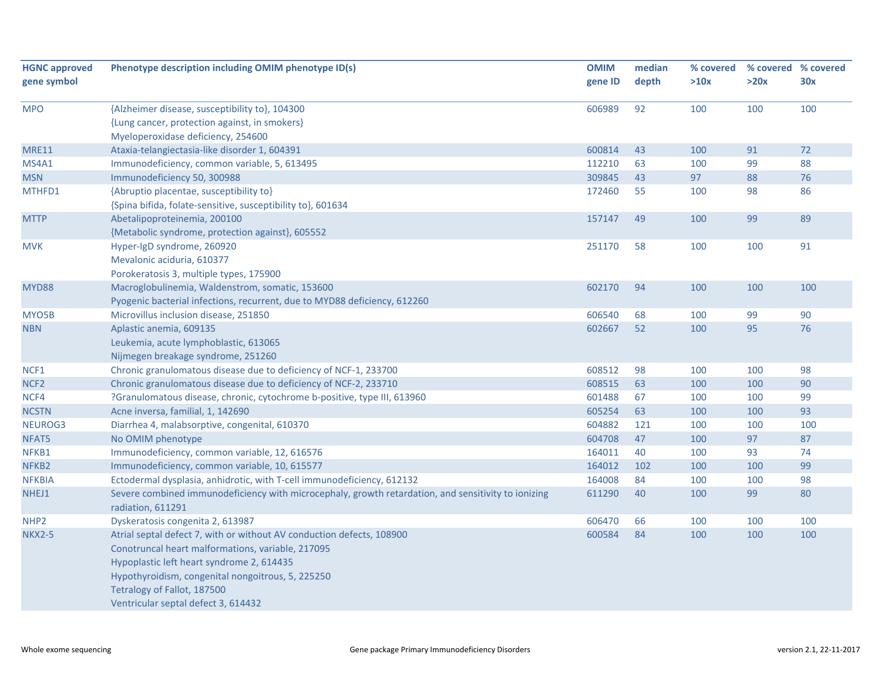| HGNC approved gene symbol | Phenotype description including OMIM phenotype ID(s) | OMIM gene ID | median depth | % covered >10x | % covered >20x | % covered 30x |
|---|---|---|---|---|---|---|
| MPO | {Alzheimer disease, susceptibility to}, 104300<br>{Lung cancer, protection against, in smokers}<br>Myeloperoxidase deficiency, 254600 | 606989 | 92 | 100 | 100 | 100 |
| MRE11 | Ataxia-telangiectasia-like disorder 1, 604391 | 600814 | 43 | 100 | 91 | 72 |
| MS4A1 | Immunodeficiency, common variable, 5, 613495 | 112210 | 63 | 100 | 99 | 88 |
| MSN | Immunodeficiency 50, 300988 | 309845 | 43 | 97 | 88 | 76 |
| MTHFD1 | {Abruptio placentae, susceptibility to}<br>{Spina bifida, folate-sensitive, susceptibility to}, 601634 | 172460 | 55 | 100 | 98 | 86 |
| MTTP | Abetalipoproteinemia, 200100<br>{Metabolic syndrome, protection against}, 605552 | 157147 | 49 | 100 | 99 | 89 |
| MVK | Hyper-IgD syndrome, 260920<br>Mevalonic aciduria, 610377<br>Porokeratosis 3, multiple types, 175900 | 251170 | 58 | 100 | 100 | 91 |
| MYD88 | Macroglobulinemia, Waldenstrom, somatic, 153600<br>Pyogenic bacterial infections, recurrent, due to MYD88 deficiency, 612260 | 602170 | 94 | 100 | 100 | 100 |
| MYO5B | Microvillus inclusion disease, 251850 | 606540 | 68 | 100 | 99 | 90 |
| NBN | Aplastic anemia, 609135<br>Leukemia, acute lymphoblastic, 613065<br>Nijmegen breakage syndrome, 251260 | 602667 | 52 | 100 | 95 | 76 |
| NCF1 | Chronic granulomatous disease due to deficiency of NCF-1, 233700 | 608512 | 98 | 100 | 100 | 98 |
| NCF2 | Chronic granulomatous disease due to deficiency of NCF-2, 233710 | 608515 | 63 | 100 | 100 | 90 |
| NCF4 | ?Granulomatous disease, chronic, cytochrome b-positive, type III, 613960 | 601488 | 67 | 100 | 100 | 99 |
| NCSTN | Acne inversa, familial, 1, 142690 | 605254 | 63 | 100 | 100 | 93 |
| NEUROG3 | Diarrhea 4, malabsorptive, congenital, 610370 | 604882 | 121 | 100 | 100 | 100 |
| NFAT5 | No OMIM phenotype | 604708 | 47 | 100 | 97 | 87 |
| NFKB1 | Immunodeficiency, common variable, 12, 616576 | 164011 | 40 | 100 | 93 | 74 |
| NFKB2 | Immunodeficiency, common variable, 10, 615577 | 164012 | 102 | 100 | 100 | 99 |
| NFKBIA | Ectodermal dysplasia, anhidrotic, with T-cell immunodeficiency, 612132 | 164008 | 84 | 100 | 100 | 98 |
| NHEJ1 | Severe combined immunodeficiency with microcephaly, growth retardation, and sensitivity to ionizing radiation, 611291 | 611290 | 40 | 100 | 99 | 80 |
| NHP2 | Dyskeratosis congenita 2, 613987 | 606470 | 66 | 100 | 100 | 100 |
| NKX2-5 | Atrial septal defect 7, with or without AV conduction defects, 108900<br>Conotruncal heart malformations, variable, 217095<br>Hypoplastic left heart syndrome 2, 614435<br>Hypothyroidism, congenital nongoitrous, 5, 225250<br>Tetralogy of Fallot, 187500<br>Ventricular septal defect 3, 614432 | 600584 | 84 | 100 | 100 | 100 |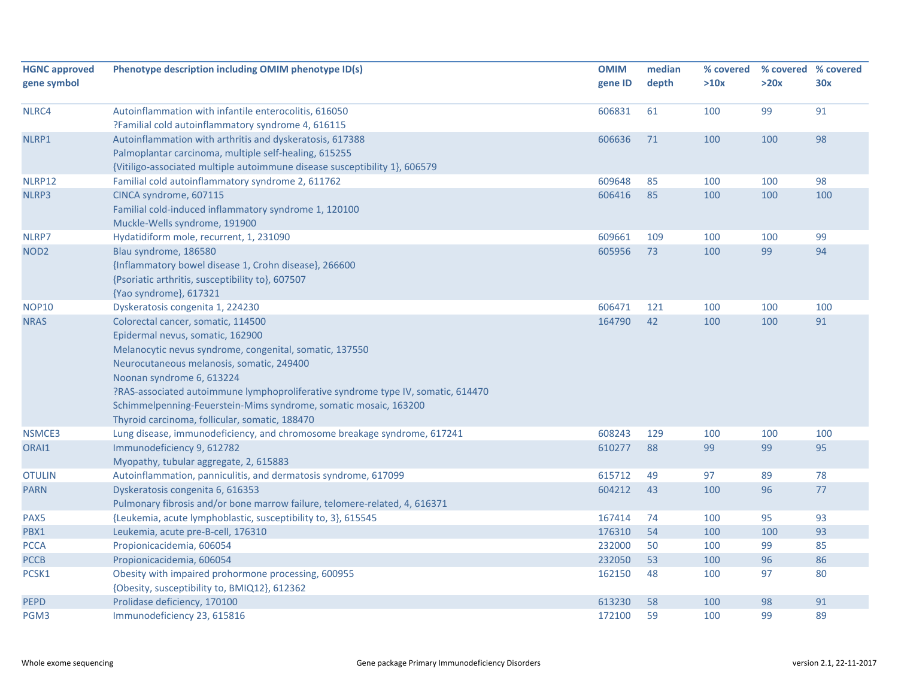| HGNC approved gene symbol | Phenotype description including OMIM phenotype ID(s) | OMIM gene ID | median depth | % covered >10x | % covered >20x | % covered 30x |
|---|---|---|---|---|---|---|
| NLRC4 | Autoinflammation with infantile enterocolitis, 616050<br>?Familial cold autoinflammatory syndrome 4, 616115 | 606831 | 61 | 100 | 99 | 91 |
| NLRP1 | Autoinflammation with arthritis and dyskeratosis, 617388<br>Palmoplantar carcinoma, multiple self-healing, 615255<br>{Vitiligo-associated multiple autoimmune disease susceptibility 1}, 606579 | 606636 | 71 | 100 | 100 | 98 |
| NLRP12 | Familial cold autoinflammatory syndrome 2, 611762 | 609648 | 85 | 100 | 100 | 98 |
| NLRP3 | CINCA syndrome, 607115<br>Familial cold-induced inflammatory syndrome 1, 120100<br>Muckle-Wells syndrome, 191900 | 606416 | 85 | 100 | 100 | 100 |
| NLRP7 | Hydatidiform mole, recurrent, 1, 231090 | 609661 | 109 | 100 | 100 | 99 |
| NOD2 | Blau syndrome, 186580<br>{Inflammatory bowel disease 1, Crohn disease}, 266600<br>{Psoriatic arthritis, susceptibility to}, 607507<br>{Yao syndrome}, 617321 | 605956 | 73 | 100 | 99 | 94 |
| NOP10 | Dyskeratosis congenita 1, 224230 | 606471 | 121 | 100 | 100 | 100 |
| NRAS | Colorectal cancer, somatic, 114500<br>Epidermal nevus, somatic, 162900<br>Melanocytic nevus syndrome, congenital, somatic, 137550<br>Neurocutaneous melanosis, somatic, 249400<br>Noonan syndrome 6, 613224<br>?RAS-associated autoimmune lymphoproliferative syndrome type IV, somatic, 614470<br>Schimmelpenning-Feuerstein-Mims syndrome, somatic mosaic, 163200<br>Thyroid carcinoma, follicular, somatic, 188470 | 164790 | 42 | 100 | 100 | 91 |
| NSMCE3 | Lung disease, immunodeficiency, and chromosome breakage syndrome, 617241 | 608243 | 129 | 100 | 100 | 100 |
| ORAI1 | Immunodeficiency 9, 612782<br>Myopathy, tubular aggregate, 2, 615883 | 610277 | 88 | 99 | 99 | 95 |
| OTULIN | Autoinflammation, panniculitis, and dermatosis syndrome, 617099 | 615712 | 49 | 97 | 89 | 78 |
| PARN | Dyskeratosis congenita 6, 616353<br>Pulmonary fibrosis and/or bone marrow failure, telomere-related, 4, 616371 | 604212 | 43 | 100 | 96 | 77 |
| PAX5 | {Leukemia, acute lymphoblastic, susceptibility to, 3}, 615545 | 167414 | 74 | 100 | 95 | 93 |
| PBX1 | Leukemia, acute pre-B-cell, 176310 | 176310 | 54 | 100 | 100 | 93 |
| PCCA | Propionicacidemia, 606054 | 232000 | 50 | 100 | 99 | 85 |
| PCCB | Propionicacidemia, 606054 | 232050 | 53 | 100 | 96 | 86 |
| PCSK1 | Obesity with impaired prohormone processing, 600955<br>{Obesity, susceptibility to, BMIQ12}, 612362 | 162150 | 48 | 100 | 97 | 80 |
| PEPD | Prolidase deficiency, 170100 | 613230 | 58 | 100 | 98 | 91 |
| PGM3 | Immunodeficiency 23, 615816 | 172100 | 59 | 100 | 99 | 89 |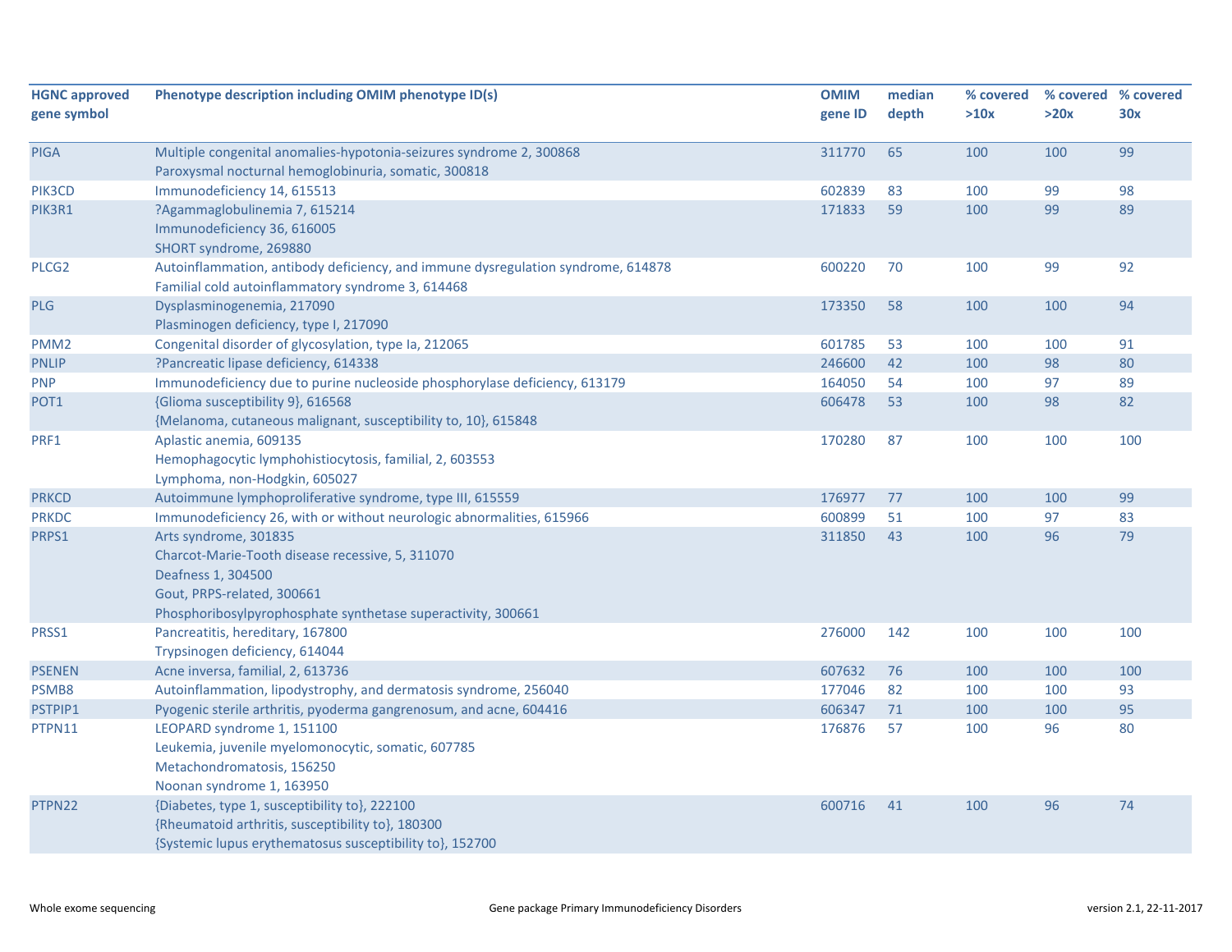| HGNC approved gene symbol | Phenotype description including OMIM phenotype ID(s) | OMIM gene ID | median depth | % covered >10x | % covered >20x | % covered 30x |
|---|---|---|---|---|---|---|
| PIGA | Multiple congenital anomalies-hypotonia-seizures syndrome 2, 300868<br>Paroxysmal nocturnal hemoglobinuria, somatic, 300818 | 311770 | 65 | 100 | 100 | 99 |
| PIK3CD | Immunodeficiency 14, 615513 | 602839 | 83 | 100 | 99 | 98 |
| PIK3R1 | ?Agammaglobulinemia 7, 615214<br>Immunodeficiency 36, 616005<br>SHORT syndrome, 269880 | 171833 | 59 | 100 | 99 | 89 |
| PLCG2 | Autoinflammation, antibody deficiency, and immune dysregulation syndrome, 614878<br>Familial cold autoinflammatory syndrome 3, 614468 | 600220 | 70 | 100 | 99 | 92 |
| PLG | Dysplasminogenemia, 217090<br>Plasminogen deficiency, type I, 217090 | 173350 | 58 | 100 | 100 | 94 |
| PMM2 | Congenital disorder of glycosylation, type Ia, 212065 | 601785 | 53 | 100 | 100 | 91 |
| PNLIP | ?Pancreatic lipase deficiency, 614338 | 246600 | 42 | 100 | 98 | 80 |
| PNP | Immunodeficiency due to purine nucleoside phosphorylase deficiency, 613179 | 164050 | 54 | 100 | 97 | 89 |
| POT1 | {Glioma susceptibility 9}, 616568<br>{Melanoma, cutaneous malignant, susceptibility to, 10}, 615848 | 606478 | 53 | 100 | 98 | 82 |
| PRF1 | Aplastic anemia, 609135<br>Hemophagocytic lymphohistiocytosis, familial, 2, 603553<br>Lymphoma, non-Hodgkin, 605027 | 170280 | 87 | 100 | 100 | 100 |
| PRKCD | Autoimmune lymphoproliferative syndrome, type III, 615559 | 176977 | 77 | 100 | 100 | 99 |
| PRKDC | Immunodeficiency 26, with or without neurologic abnormalities, 615966 | 600899 | 51 | 100 | 97 | 83 |
| PRPS1 | Arts syndrome, 301835<br>Charcot-Marie-Tooth disease recessive, 5, 311070<br>Deafness 1, 304500<br>Gout, PRPS-related, 300661<br>Phosphoribosylpyrophosphate synthetase superactivity, 300661 | 311850 | 43 | 100 | 96 | 79 |
| PRSS1 | Pancreatitis, hereditary, 167800<br>Trypsinogen deficiency, 614044 | 276000 | 142 | 100 | 100 | 100 |
| PSENEN | Acne inversa, familial, 2, 613736 | 607632 | 76 | 100 | 100 | 100 |
| PSMB8 | Autoinflammation, lipodystrophy, and dermatosis syndrome, 256040 | 177046 | 82 | 100 | 100 | 93 |
| PSTPIP1 | Pyogenic sterile arthritis, pyoderma gangrenosum, and acne, 604416 | 606347 | 71 | 100 | 100 | 95 |
| PTPN11 | LEOPARD syndrome 1, 151100<br>Leukemia, juvenile myelomonocytic, somatic, 607785<br>Metachondromatosis, 156250<br>Noonan syndrome 1, 163950 | 176876 | 57 | 100 | 96 | 80 |
| PTPN22 | {Diabetes, type 1, susceptibility to}, 222100<br>{Rheumatoid arthritis, susceptibility to}, 180300<br>{Systemic lupus erythematosus susceptibility to}, 152700 | 600716 | 41 | 100 | 96 | 74 |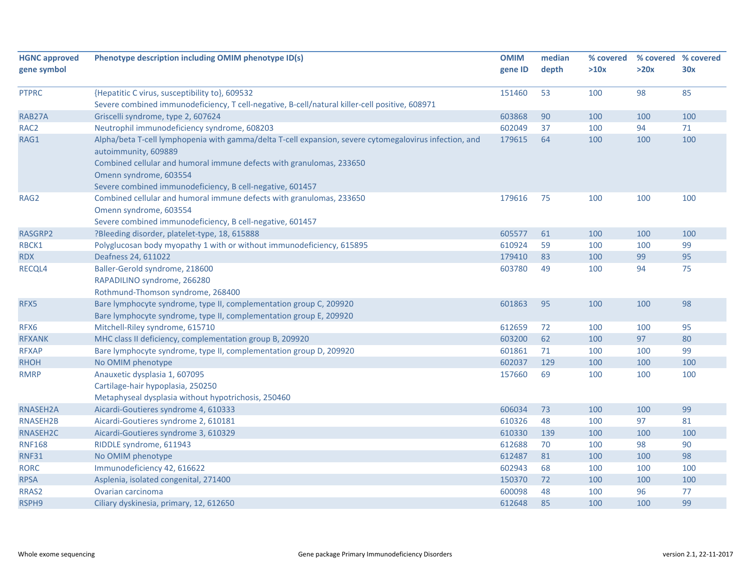| HGNC approved gene symbol | Phenotype description including OMIM phenotype ID(s) | OMIM gene ID | median depth | % covered >10x | % covered >20x | % covered 30x |
|---|---|---|---|---|---|---|
| PTPRC | {Hepatitic C virus, susceptibility to}, 609532<br>Severe combined immunodeficiency, T cell-negative, B-cell/natural killer-cell positive, 608971 | 151460 | 53 | 100 | 98 | 85 |
| RAB27A | Griscelli syndrome, type 2, 607624 | 603868 | 90 | 100 | 100 | 100 |
| RAC2 | Neutrophil immunodeficiency syndrome, 608203 | 602049 | 37 | 100 | 94 | 71 |
| RAG1 | Alpha/beta T-cell lymphopenia with gamma/delta T-cell expansion, severe cytomegalovirus infection, and autoimmunity, 609889<br>Combined cellular and humoral immune defects with granulomas, 233650<br>Omenn syndrome, 603554<br>Severe combined immunodeficiency, B cell-negative, 601457 | 179615 | 64 | 100 | 100 | 100 |
| RAG2 | Combined cellular and humoral immune defects with granulomas, 233650<br>Omenn syndrome, 603554<br>Severe combined immunodeficiency, B cell-negative, 601457 | 179616 | 75 | 100 | 100 | 100 |
| RASGRP2 | ?Bleeding disorder, platelet-type, 18, 615888 | 605577 | 61 | 100 | 100 | 100 |
| RBCK1 | Polyglucosan body myopathy 1 with or without immunodeficiency, 615895 | 610924 | 59 | 100 | 100 | 99 |
| RDX | Deafness 24, 611022 | 179410 | 83 | 100 | 99 | 95 |
| RECQL4 | Baller-Gerold syndrome, 218600<br>RAPADILINO syndrome, 266280<br>Rothmund-Thomson syndrome, 268400 | 603780 | 49 | 100 | 94 | 75 |
| RFX5 | Bare lymphocyte syndrome, type II, complementation group C, 209920<br>Bare lymphocyte syndrome, type II, complementation group E, 209920 | 601863 | 95 | 100 | 100 | 98 |
| RFX6 | Mitchell-Riley syndrome, 615710 | 612659 | 72 | 100 | 100 | 95 |
| RFXANK | MHC class II deficiency, complementation group B, 209920 | 603200 | 62 | 100 | 97 | 80 |
| RFXAP | Bare lymphocyte syndrome, type II, complementation group D, 209920 | 601861 | 71 | 100 | 100 | 99 |
| RHOH | No OMIM phenotype | 602037 | 129 | 100 | 100 | 100 |
| RMRP | Anauxetic dysplasia 1, 607095<br>Cartilage-hair hypoplasia, 250250<br>Metaphyseal dysplasia without hypotrichosis, 250460 | 157660 | 69 | 100 | 100 | 100 |
| RNASEH2A | Aicardi-Goutieres syndrome 4, 610333 | 606034 | 73 | 100 | 100 | 99 |
| RNASEH2B | Aicardi-Goutieres syndrome 2, 610181 | 610326 | 48 | 100 | 97 | 81 |
| RNASEH2C | Aicardi-Goutieres syndrome 3, 610329 | 610330 | 139 | 100 | 100 | 100 |
| RNF168 | RIDDLE syndrome, 611943 | 612688 | 70 | 100 | 98 | 90 |
| RNF31 | No OMIM phenotype | 612487 | 81 | 100 | 100 | 98 |
| RORC | Immunodeficiency 42, 616622 | 602943 | 68 | 100 | 100 | 100 |
| RPSA | Asplenia, isolated congenital, 271400 | 150370 | 72 | 100 | 100 | 100 |
| RRAS2 | Ovarian carcinoma | 600098 | 48 | 100 | 96 | 77 |
| RSPH9 | Ciliary dyskinesia, primary, 12, 612650 | 612648 | 85 | 100 | 100 | 99 |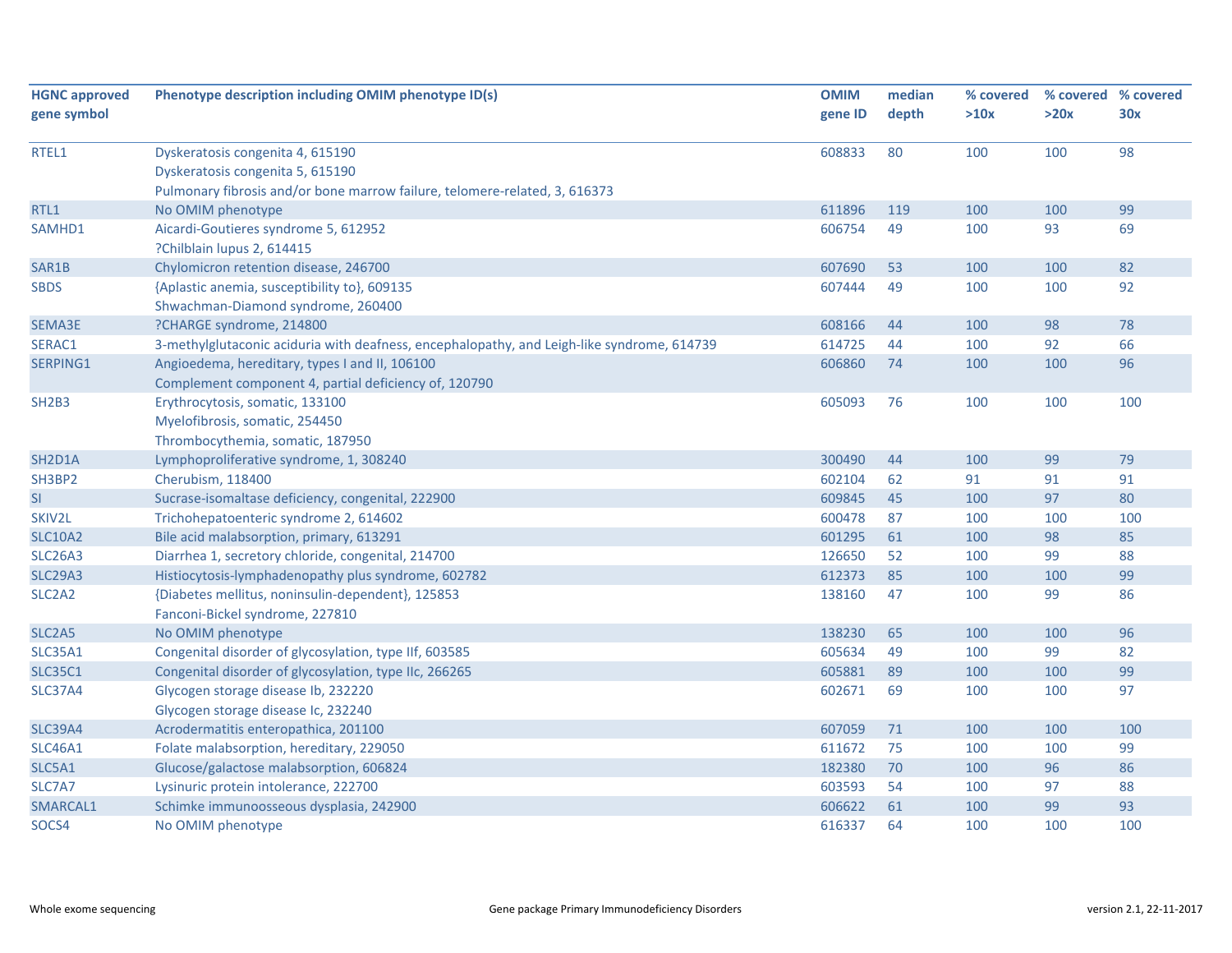| HGNC approved gene symbol | Phenotype description including OMIM phenotype ID(s) | OMIM gene ID | median depth | % covered >10x | % covered >20x | % covered 30x |
|---|---|---|---|---|---|---|
| RTEL1 | Dyskeratosis congenita 4, 615190<br>Dyskeratosis congenita 5, 615190<br>Pulmonary fibrosis and/or bone marrow failure, telomere-related, 3, 616373 | 608833 | 80 | 100 | 100 | 98 |
| RTL1 | No OMIM phenotype | 611896 | 119 | 100 | 100 | 99 |
| SAMHD1 | Aicardi-Goutieres syndrome 5, 612952<br>?Chilblain lupus 2, 614415 | 606754 | 49 | 100 | 93 | 69 |
| SAR1B | Chylomicron retention disease, 246700 | 607690 | 53 | 100 | 100 | 82 |
| SBDS | {Aplastic anemia, susceptibility to}, 609135<br>Shwachman-Diamond syndrome, 260400 | 607444 | 49 | 100 | 100 | 92 |
| SEMA3E | ?CHARGE syndrome, 214800 | 608166 | 44 | 100 | 98 | 78 |
| SERAC1 | 3-methylglutaconic aciduria with deafness, encephalopathy, and Leigh-like syndrome, 614739 | 614725 | 44 | 100 | 92 | 66 |
| SERPING1 | Angioedema, hereditary, types I and II, 106100<br>Complement component 4, partial deficiency of, 120790 | 606860 | 74 | 100 | 100 | 96 |
| SH2B3 | Erythrocytosis, somatic, 133100<br>Myelofibrosis, somatic, 254450<br>Thrombocythemia, somatic, 187950 | 605093 | 76 | 100 | 100 | 100 |
| SH2D1A | Lymphoproliferative syndrome, 1, 308240 | 300490 | 44 | 100 | 99 | 79 |
| SH3BP2 | Cherubism, 118400 | 602104 | 62 | 91 | 91 | 91 |
| SI | Sucrase-isomaltase deficiency, congenital, 222900 | 609845 | 45 | 100 | 97 | 80 |
| SKIV2L | Trichohepatoenteric syndrome 2, 614602 | 600478 | 87 | 100 | 100 | 100 |
| SLC10A2 | Bile acid malabsorption, primary, 613291 | 601295 | 61 | 100 | 98 | 85 |
| SLC26A3 | Diarrhea 1, secretory chloride, congenital, 214700 | 126650 | 52 | 100 | 99 | 88 |
| SLC29A3 | Histiocytosis-lymphadenopathy plus syndrome, 602782 | 612373 | 85 | 100 | 100 | 99 |
| SLC2A2 | {Diabetes mellitus, noninsulin-dependent}, 125853<br>Fanconi-Bickel syndrome, 227810 | 138160 | 47 | 100 | 99 | 86 |
| SLC2A5 | No OMIM phenotype | 138230 | 65 | 100 | 100 | 96 |
| SLC35A1 | Congenital disorder of glycosylation, type IIf, 603585 | 605634 | 49 | 100 | 99 | 82 |
| SLC35C1 | Congenital disorder of glycosylation, type IIc, 266265 | 605881 | 89 | 100 | 100 | 99 |
| SLC37A4 | Glycogen storage disease Ib, 232220<br>Glycogen storage disease Ic, 232240 | 602671 | 69 | 100 | 100 | 97 |
| SLC39A4 | Acrodermatitis enteropathica, 201100 | 607059 | 71 | 100 | 100 | 100 |
| SLC46A1 | Folate malabsorption, hereditary, 229050 | 611672 | 75 | 100 | 100 | 99 |
| SLC5A1 | Glucose/galactose malabsorption, 606824 | 182380 | 70 | 100 | 96 | 86 |
| SLC7A7 | Lysinuric protein intolerance, 222700 | 603593 | 54 | 100 | 97 | 88 |
| SMARCAL1 | Schimke immunoosseous dysplasia, 242900 | 606622 | 61 | 100 | 99 | 93 |
| SOCS4 | No OMIM phenotype | 616337 | 64 | 100 | 100 | 100 |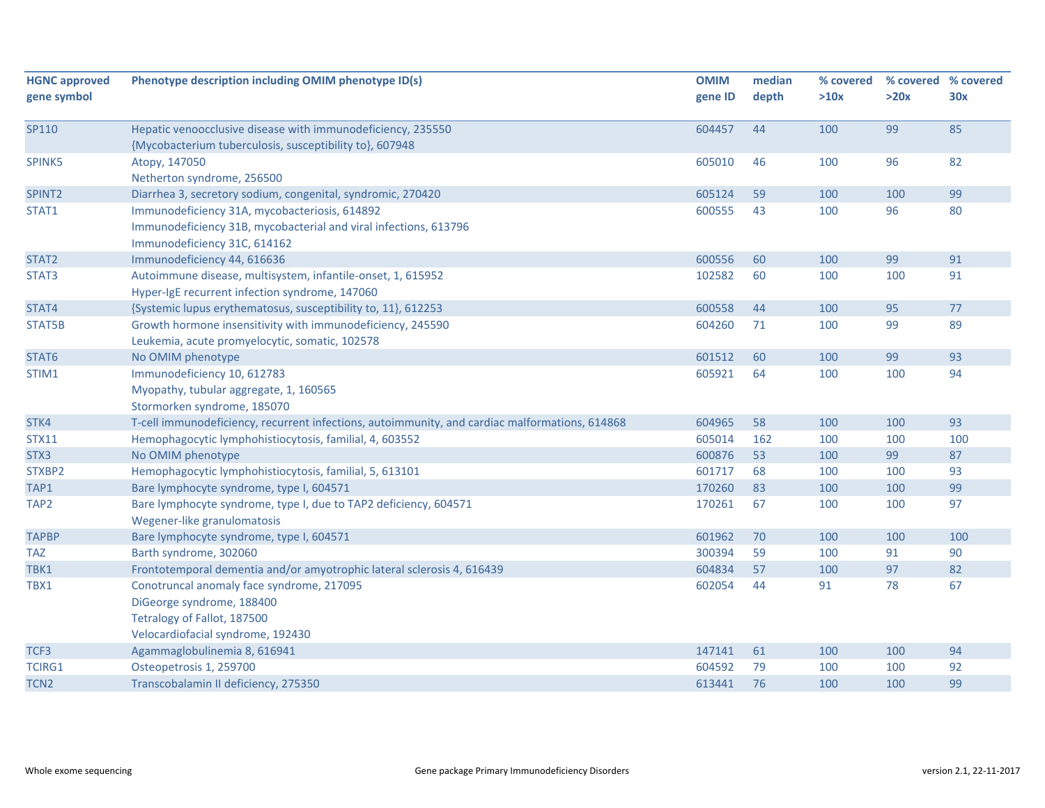| HGNC approved gene symbol | Phenotype description including OMIM phenotype ID(s) | OMIM gene ID | median depth | % covered >10x | % covered >20x | % covered 30x |
|---|---|---|---|---|---|---|
| SP110 | Hepatic venoocclusive disease with immunodeficiency, 235550<br>{Mycobacterium tuberculosis, susceptibility to}, 607948 | 604457 | 44 | 100 | 99 | 85 |
| SPINK5 | Atopy, 147050<br>Netherton syndrome, 256500 | 605010 | 46 | 100 | 96 | 82 |
| SPINT2 | Diarrhea 3, secretory sodium, congenital, syndromic, 270420 | 605124 | 59 | 100 | 100 | 99 |
| STAT1 | Immunodeficiency 31A, mycobacteriosis, 614892<br>Immunodeficiency 31B, mycobacterial and viral infections, 613796<br>Immunodeficiency 31C, 614162 | 600555 | 43 | 100 | 96 | 80 |
| STAT2 | Immunodeficiency 44, 616636 | 600556 | 60 | 100 | 99 | 91 |
| STAT3 | Autoimmune disease, multisystem, infantile-onset, 1, 615952<br>Hyper-IgE recurrent infection syndrome, 147060 | 102582 | 60 | 100 | 100 | 91 |
| STAT4 | {Systemic lupus erythematosus, susceptibility to, 11}, 612253 | 600558 | 44 | 100 | 95 | 77 |
| STAT5B | Growth hormone insensitivity with immunodeficiency, 245590<br>Leukemia, acute promyelocytic, somatic, 102578 | 604260 | 71 | 100 | 99 | 89 |
| STAT6 | No OMIM phenotype | 601512 | 60 | 100 | 99 | 93 |
| STIM1 | Immunodeficiency 10, 612783<br>Myopathy, tubular aggregate, 1, 160565<br>Stormorken syndrome, 185070 | 605921 | 64 | 100 | 100 | 94 |
| STK4 | T-cell immunodeficiency, recurrent infections, autoimmunity, and cardiac malformations, 614868 | 604965 | 58 | 100 | 100 | 93 |
| STX11 | Hemophagocytic lymphohistiocytosis, familial, 4, 603552 | 605014 | 162 | 100 | 100 | 100 |
| STX3 | No OMIM phenotype | 600876 | 53 | 100 | 99 | 87 |
| STXBP2 | Hemophagocytic lymphohistiocytosis, familial, 5, 613101 | 601717 | 68 | 100 | 100 | 93 |
| TAP1 | Bare lymphocyte syndrome, type I, 604571 | 170260 | 83 | 100 | 100 | 99 |
| TAP2 | Bare lymphocyte syndrome, type I, due to TAP2 deficiency, 604571<br>Wegener-like granulomatosis | 170261 | 67 | 100 | 100 | 97 |
| TAPBP | Bare lymphocyte syndrome, type I, 604571 | 601962 | 70 | 100 | 100 | 100 |
| TAZ | Barth syndrome, 302060 | 300394 | 59 | 100 | 91 | 90 |
| TBK1 | Frontotemporal dementia and/or amyotrophic lateral sclerosis 4, 616439 | 604834 | 57 | 100 | 97 | 82 |
| TBX1 | Conotruncal anomaly face syndrome, 217095<br>DiGeorge syndrome, 188400<br>Tetralogy of Fallot, 187500<br>Velocardiofacial syndrome, 192430 | 602054 | 44 | 91 | 78 | 67 |
| TCF3 | Agammaglobulinemia 8, 616941 | 147141 | 61 | 100 | 100 | 94 |
| TCIRG1 | Osteopetrosis 1, 259700 | 604592 | 79 | 100 | 100 | 92 |
| TCN2 | Transcobalamin II deficiency, 275350 | 613441 | 76 | 100 | 100 | 99 |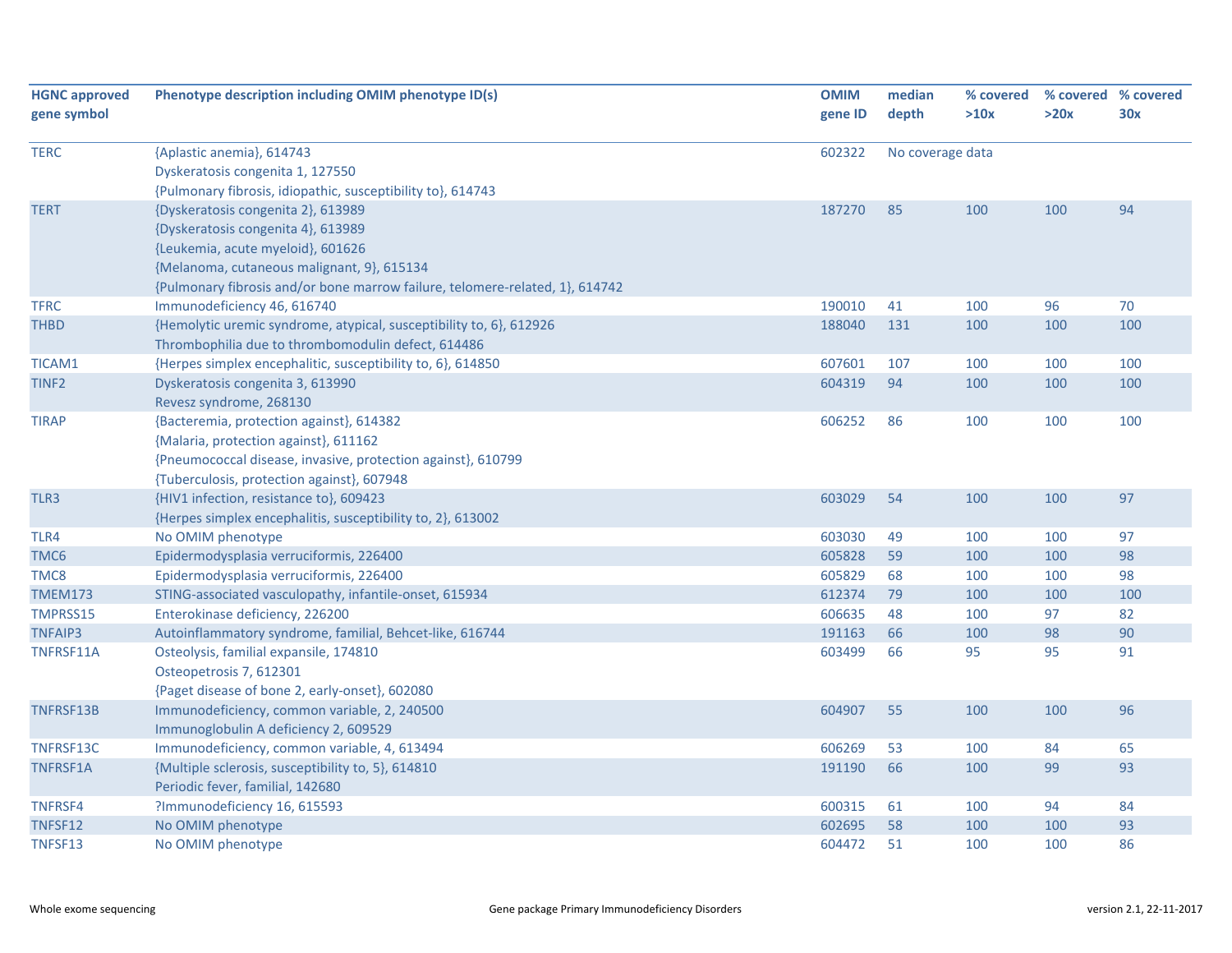| HGNC approved gene symbol | Phenotype description including OMIM phenotype ID(s) | OMIM gene ID | median depth | % covered >10x | % covered >20x | % covered 30x |
|---|---|---|---|---|---|---|
| TERC | {Aplastic anemia}, 614743<br>Dyskeratosis congenita 1, 127550<br>{Pulmonary fibrosis, idiopathic, susceptibility to}, 614743 | 602322 | No coverage data | | | |
| TERT | {Dyskeratosis congenita 2}, 613989<br>{Dyskeratosis congenita 4}, 613989<br>{Leukemia, acute myeloid}, 601626<br>{Melanoma, cutaneous malignant, 9}, 615134<br>{Pulmonary fibrosis and/or bone marrow failure, telomere-related, 1}, 614742 | 187270 | 85 | 100 | 100 | 94 |
| TFRC | Immunodeficiency 46, 616740 | 190010 | 41 | 100 | 96 | 70 |
| THBD | {Hemolytic uremic syndrome, atypical, susceptibility to, 6}, 612926<br>Thrombophilia due to thrombomodulin defect, 614486 | 188040 | 131 | 100 | 100 | 100 |
| TICAM1 | {Herpes simplex encephalitic, susceptibility to, 6}, 614850 | 607601 | 107 | 100 | 100 | 100 |
| TINF2 | Dyskeratosis congenita 3, 613990<br>Revesz syndrome, 268130 | 604319 | 94 | 100 | 100 | 100 |
| TIRAP | {Bacteremia, protection against}, 614382<br>{Malaria, protection against}, 611162<br>{Pneumococcal disease, invasive, protection against}, 610799<br>{Tuberculosis, protection against}, 607948 | 606252 | 86 | 100 | 100 | 100 |
| TLR3 | {HIV1 infection, resistance to}, 609423<br>{Herpes simplex encephalitis, susceptibility to, 2}, 613002 | 603029 | 54 | 100 | 100 | 97 |
| TLR4 | No OMIM phenotype | 603030 | 49 | 100 | 100 | 97 |
| TMC6 | Epidermodysplasia verruciformis, 226400 | 605828 | 59 | 100 | 100 | 98 |
| TMC8 | Epidermodysplasia verruciformis, 226400 | 605829 | 68 | 100 | 100 | 98 |
| TMEM173 | STING-associated vasculopathy, infantile-onset, 615934 | 612374 | 79 | 100 | 100 | 100 |
| TMPRSS15 | Enterokinase deficiency, 226200 | 606635 | 48 | 100 | 97 | 82 |
| TNFAIP3 | Autoinflammatory syndrome, familial, Behcet-like, 616744 | 191163 | 66 | 100 | 98 | 90 |
| TNFRSF11A | Osteolysis, familial expansile, 174810<br>Osteopetrosis 7, 612301<br>{Paget disease of bone 2, early-onset}, 602080 | 603499 | 66 | 95 | 95 | 91 |
| TNFRSF13B | Immunodeficiency, common variable, 2, 240500<br>Immunoglobulin A deficiency 2, 609529 | 604907 | 55 | 100 | 100 | 96 |
| TNFRSF13C | Immunodeficiency, common variable, 4, 613494 | 606269 | 53 | 100 | 84 | 65 |
| TNFRSF1A | {Multiple sclerosis, susceptibility to, 5}, 614810<br>Periodic fever, familial, 142680 | 191190 | 66 | 100 | 99 | 93 |
| TNFRSF4 | ?Immunodeficiency 16, 615593 | 600315 | 61 | 100 | 94 | 84 |
| TNFSF12 | No OMIM phenotype | 602695 | 58 | 100 | 100 | 93 |
| TNFSF13 | No OMIM phenotype | 604472 | 51 | 100 | 100 | 86 |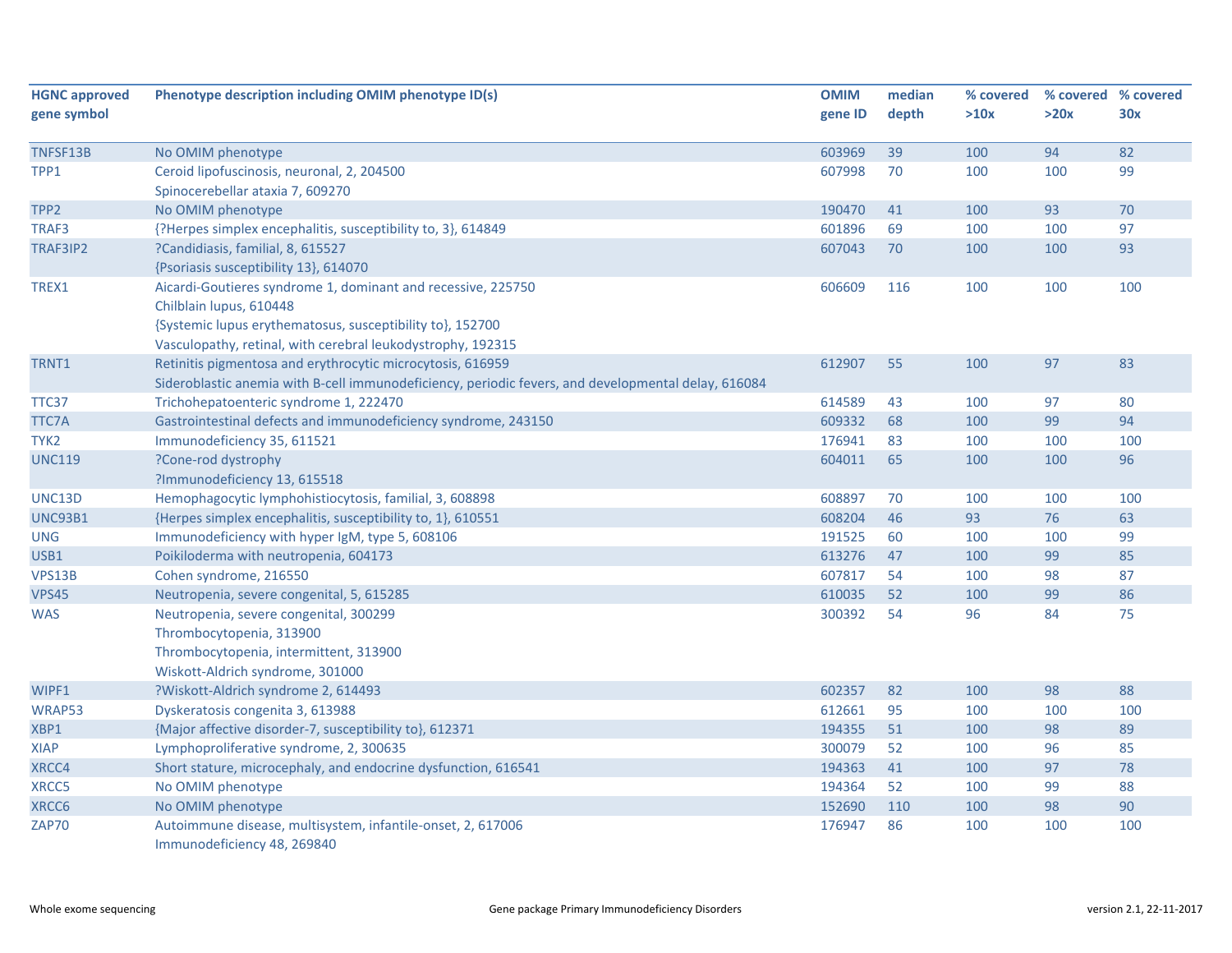| HGNC approved gene symbol | Phenotype description including OMIM phenotype ID(s) | OMIM gene ID | median depth | % covered >10x | % covered >20x | % covered 30x |
|---|---|---|---|---|---|---|
| TNFSF13B | No OMIM phenotype | 603969 | 39 | 100 | 94 | 82 |
| TPP1 | Ceroid lipofuscinosis, neuronal, 2, 204500<br>Spinocerebellar ataxia 7, 609270 | 607998 | 70 | 100 | 100 | 99 |
| TPP2 | No OMIM phenotype | 190470 | 41 | 100 | 93 | 70 |
| TRAF3 | {?Herpes simplex encephalitis, susceptibility to, 3}, 614849 | 601896 | 69 | 100 | 100 | 97 |
| TRAF3IP2 | ?Candidiasis, familial, 8, 615527<br>{Psoriasis susceptibility 13}, 614070 | 607043 | 70 | 100 | 100 | 93 |
| TREX1 | Aicardi-Goutieres syndrome 1, dominant and recessive, 225750<br>Chilblain lupus, 610448<br>{Systemic lupus erythematosus, susceptibility to}, 152700<br>Vasculopathy, retinal, with cerebral leukodystrophy, 192315 | 606609 | 116 | 100 | 100 | 100 |
| TRNT1 | Retinitis pigmentosa and erythrocytic microcytosis, 616959<br>Sideroblastic anemia with B-cell immunodeficiency, periodic fevers, and developmental delay, 616084 | 612907 | 55 | 100 | 97 | 83 |
| TTC37 | Trichohepatoenteric syndrome 1, 222470 | 614589 | 43 | 100 | 97 | 80 |
| TTC7A | Gastrointestinal defects and immunodeficiency syndrome, 243150 | 609332 | 68 | 100 | 99 | 94 |
| TYK2 | Immunodeficiency 35, 611521 | 176941 | 83 | 100 | 100 | 100 |
| UNC119 | ?Cone-rod dystrophy<br>?Immunodeficiency 13, 615518 | 604011 | 65 | 100 | 100 | 96 |
| UNC13D | Hemophagocytic lymphohistiocytosis, familial, 3, 608898 | 608897 | 70 | 100 | 100 | 100 |
| UNC93B1 | {Herpes simplex encephalitis, susceptibility to, 1}, 610551 | 608204 | 46 | 93 | 76 | 63 |
| UNG | Immunodeficiency with hyper IgM, type 5, 608106 | 191525 | 60 | 100 | 100 | 99 |
| USB1 | Poikiloderma with neutropenia, 604173 | 613276 | 47 | 100 | 99 | 85 |
| VPS13B | Cohen syndrome, 216550 | 607817 | 54 | 100 | 98 | 87 |
| VPS45 | Neutropenia, severe congenital, 5, 615285 | 610035 | 52 | 100 | 99 | 86 |
| WAS | Neutropenia, severe congenital, 300299<br>Thrombocytopenia, 313900<br>Thrombocytopenia, intermittent, 313900<br>Wiskott-Aldrich syndrome, 301000 | 300392 | 54 | 96 | 84 | 75 |
| WIPF1 | ?Wiskott-Aldrich syndrome 2, 614493 | 602357 | 82 | 100 | 98 | 88 |
| WRAP53 | Dyskeratosis congenita 3, 613988 | 612661 | 95 | 100 | 100 | 100 |
| XBP1 | {Major affective disorder-7, susceptibility to}, 612371 | 194355 | 51 | 100 | 98 | 89 |
| XIAP | Lymphoproliferative syndrome, 2, 300635 | 300079 | 52 | 100 | 96 | 85 |
| XRCC4 | Short stature, microcephaly, and endocrine dysfunction, 616541 | 194363 | 41 | 100 | 97 | 78 |
| XRCC5 | No OMIM phenotype | 194364 | 52 | 100 | 99 | 88 |
| XRCC6 | No OMIM phenotype | 152690 | 110 | 100 | 98 | 90 |
| ZAP70 | Autoimmune disease, multisystem, infantile-onset, 2, 617006<br>Immunodeficiency 48, 269840 | 176947 | 86 | 100 | 100 | 100 |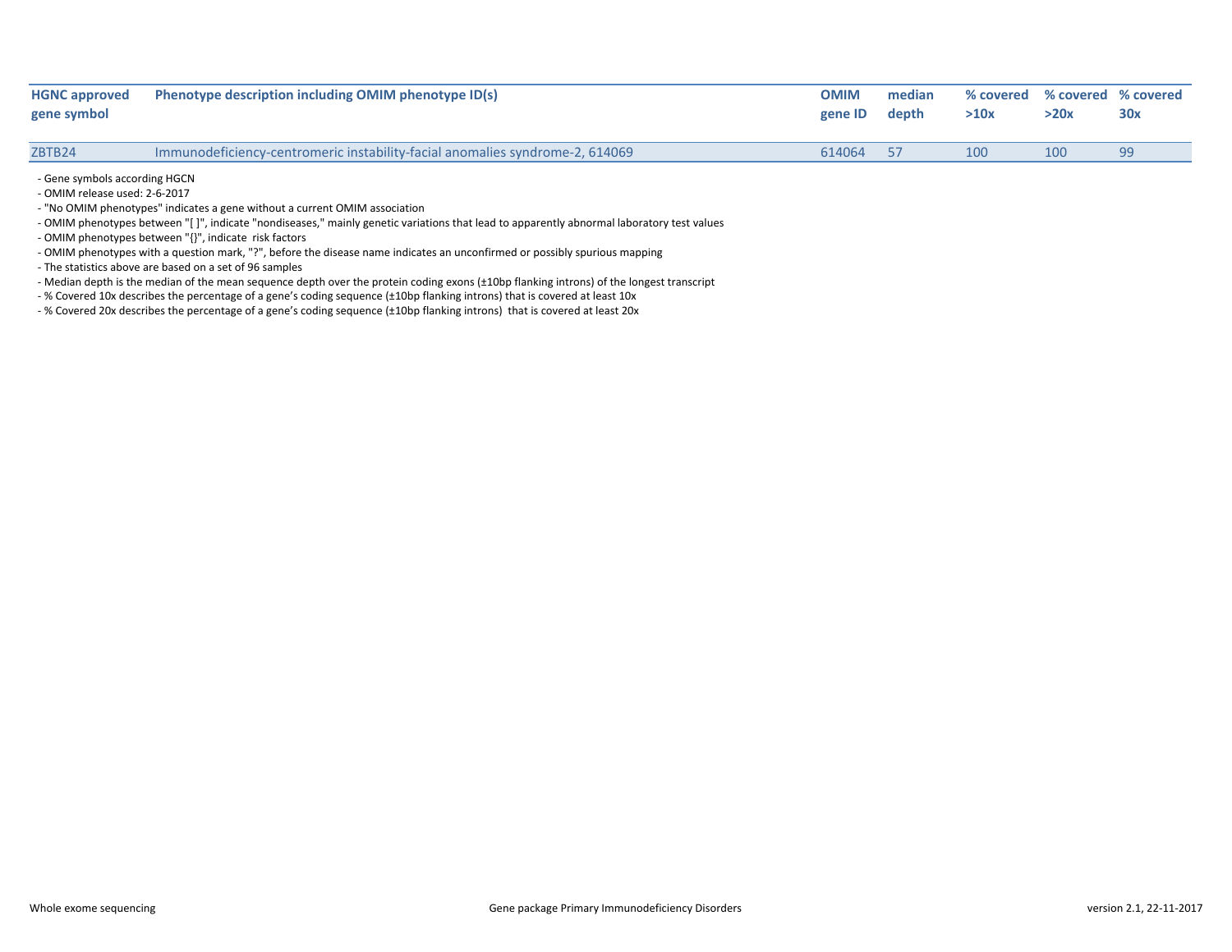| HGNC approved gene symbol | Phenotype description including OMIM phenotype ID(s) | OMIM gene ID | median depth | % covered >10x | % covered >20x | % covered 30x |
|---|---|---|---|---|---|---|
| ZBTB24 | Immunodeficiency-centromeric instability-facial anomalies syndrome-2, 614069 | 614064 | 57 | 100 | 100 | 99 |

- Gene symbols according HGCN
- OMIM release used: 2-6-2017
- "No OMIM phenotypes" indicates a gene without a current OMIM association
- OMIM phenotypes between "[ ]", indicate "nondiseases," mainly genetic variations that lead to apparently abnormal laboratory test values
- OMIM phenotypes between "{}", indicate risk factors
- OMIM phenotypes with a question mark, "?", before the disease name indicates an unconfirmed or possibly spurious mapping
- The statistics above are based on a set of 96 samples
- Median depth is the median of the mean sequence depth over the protein coding exons (±10bp flanking introns) of the longest transcript
- % Covered 10x describes the percentage of a gene's coding sequence (±10bp flanking introns) that is covered at least 10x
- % Covered 20x describes the percentage of a gene's coding sequence (±10bp flanking introns) that is covered at least 20x